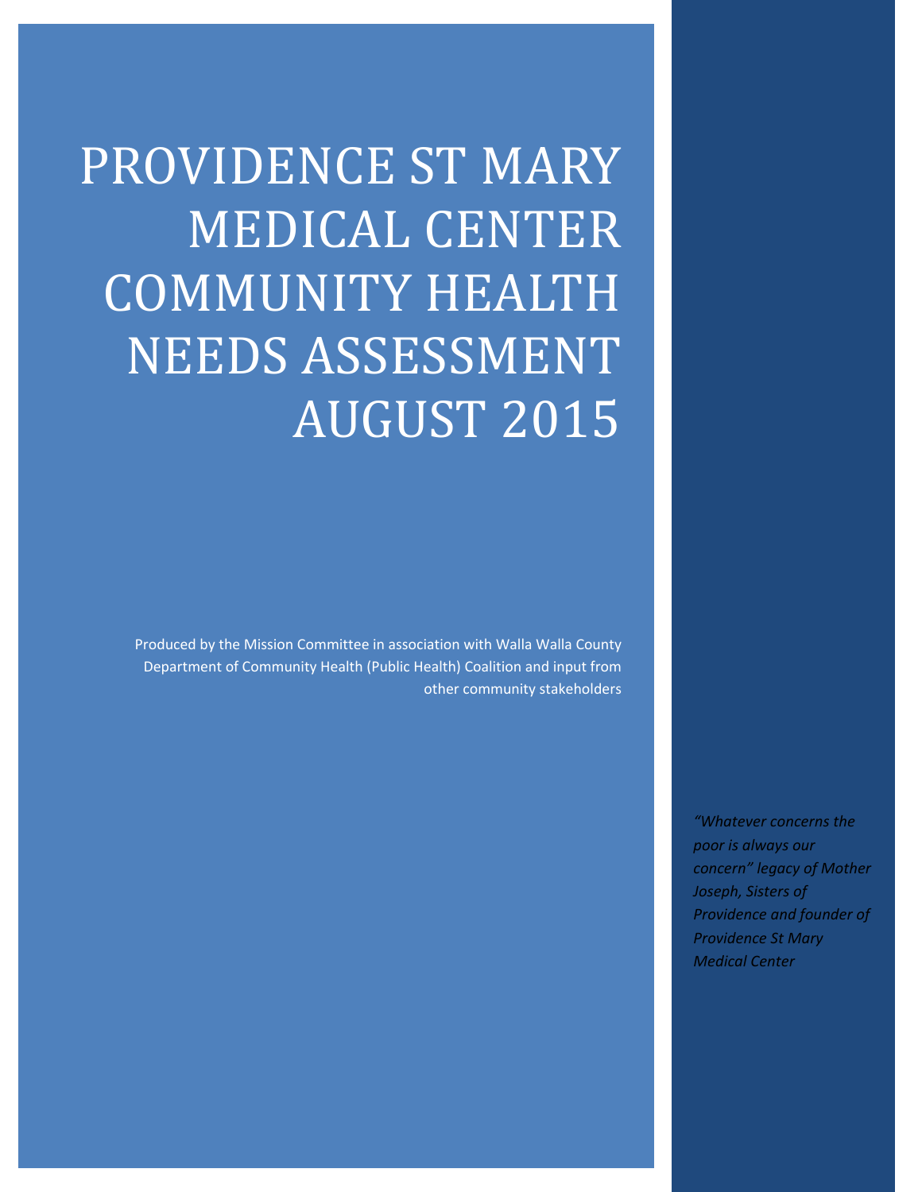# PROVIDENCE ST MARY MEDICAL CENTER COMMUNITY HEALTH NEEDS ASSESSMENT AUGUST 2015

Produced by the Mission Committee in association with Walla Walla County Department of Community Health (Public Health) Coalition and input from other community stakeholders

*"Whatever concerns the poor is always our concern" legacy of Mother Joseph, Sisters of Providence and founder of Providence St Mary Medical Center*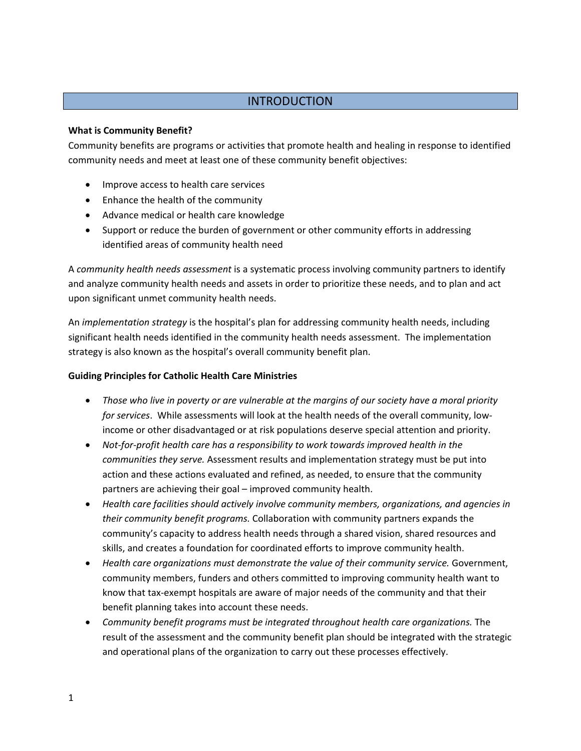# INTRODUCTION

**What is Community Benefit?**

Community benefits are programs or activities that promote health and healing in response to identified community needs and meet at least one of these community benefit objectives:

- Improve access to health care services
- Enhance the health of the community
- Advance medical or health care knowledge
- Support or reduce the burden of government or other community efforts in addressing identified areas of community health need

A *community health needs assessment* is a systematic process involving community partners to identify and analyze community health needs and assets in order to prioritize these needs, and to plan and act upon significant unmet community health needs.

An *implementation strategy* is the hospital's plan for addressing community health needs, including significant health needs identified in the community health needs assessment. The implementation strategy is also known as the hospital's overall community benefit plan.

**Guiding Principles for Catholic Health Care Ministries**

- *Those who live in poverty or are vulnerable at the margins of our society have a moral priority for services*. While assessments will look at the health needs of the overall community, low-income or other disadvantaged or at risk populations deserve special attention and priority.
- *Not-for-profit health care has a responsibility to work towards improved health in the communities they serve.* Assessment results and implementation strategy must be put into action and these actions evaluated and refined, as needed, to ensure that the community partners are achieving their goal – improved community health.
- *Health care facilities should actively involve community members, organizations, and agencies in their community benefit programs.* Collaboration with community partners expands the community's capacity to address health needs through a shared vision, shared resources and skills, and creates a foundation for coordinated efforts to improve community health.
- *Health care organizations must demonstrate the value of their community service.* Government, community members, funders and others committed to improving community health want to know that tax-exempt hospitals are aware of major needs of the community and that their benefit planning takes into account these needs.
- *Community benefit programs must be integrated throughout health care organizations.* The result of the assessment and the community benefit plan should be integrated with the strategic and operational plans of the organization to carry out these processes effectively.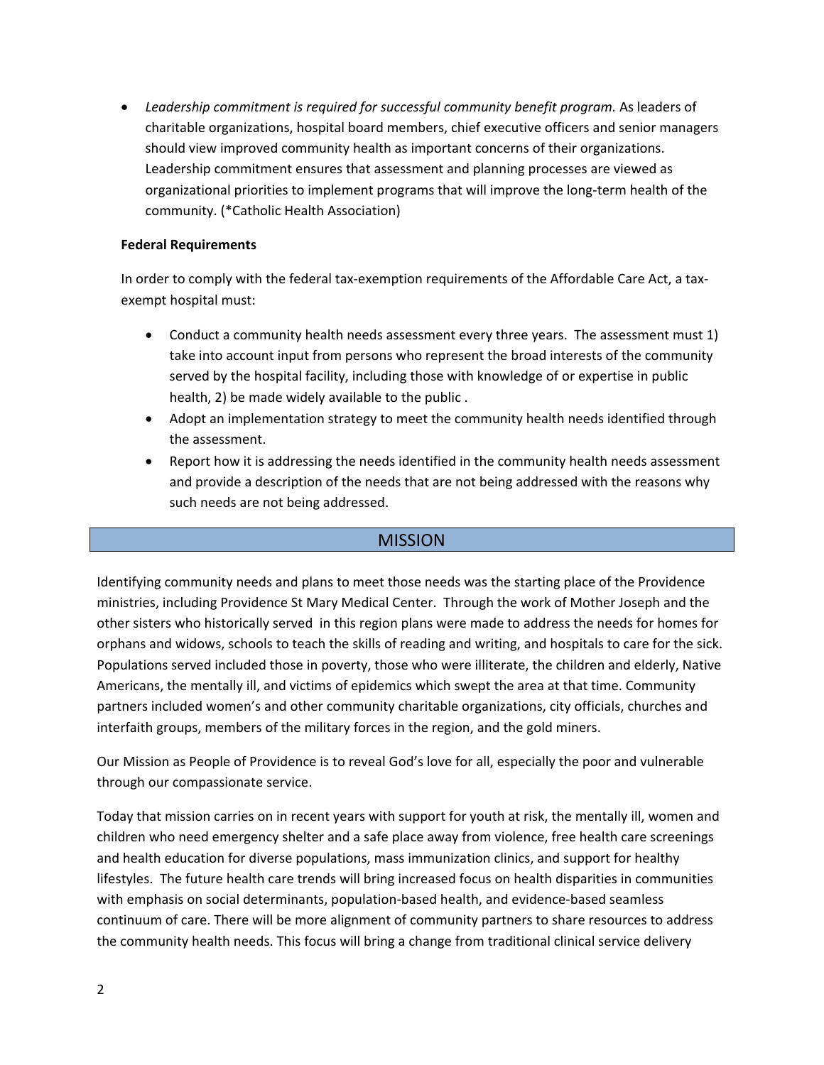- *Leadership commitment is required for successful community benefit program.* As leaders of charitable organizations, hospital board members, chief executive officers and senior managers should view improved community health as important concerns of their organizations. Leadership commitment ensures that assessment and planning processes are viewed as organizational priorities to implement programs that will improve the long-term health of the community. (*Catholic Health Association)

**Federal Requirements**

In order to comply with the federal tax-exemption requirements of the Affordable Care Act, a tax-exempt hospital must:

- Conduct a community health needs assessment every three years. The assessment must 1) take into account input from persons who represent the broad interests of the community served by the hospital facility, including those with knowledge of or expertise in public health, 2) be made widely available to the public .
- Adopt an implementation strategy to meet the community health needs identified through the assessment.
- Report how it is addressing the needs identified in the community health needs assessment and provide a description of the needs that are not being addressed with the reasons why such needs are not being addressed.

## MISSION

Identifying community needs and plans to meet those needs was the starting place of the Providence ministries, including Providence St Mary Medical Center. Through the work of Mother Joseph and the other sisters who historically served in this region plans were made to address the needs for homes for orphans and widows, schools to teach the skills of reading and writing, and hospitals to care for the sick. Populations served included those in poverty, those who were illiterate, the children and elderly, Native Americans, the mentally ill, and victims of epidemics which swept the area at that time. Community partners included women's and other community charitable organizations, city officials, churches and interfaith groups, members of the military forces in the region, and the gold miners.

Our Mission as People of Providence is to reveal God's love for all, especially the poor and vulnerable through our compassionate service.

Today that mission carries on in recent years with support for youth at risk, the mentally ill, women and children who need emergency shelter and a safe place away from violence, free health care screenings and health education for diverse populations, mass immunization clinics, and support for healthy lifestyles. The future health care trends will bring increased focus on health disparities in communities with emphasis on social determinants, population-based health, and evidence-based seamless continuum of care. There will be more alignment of community partners to share resources to address the community health needs. This focus will bring a change from traditional clinical service delivery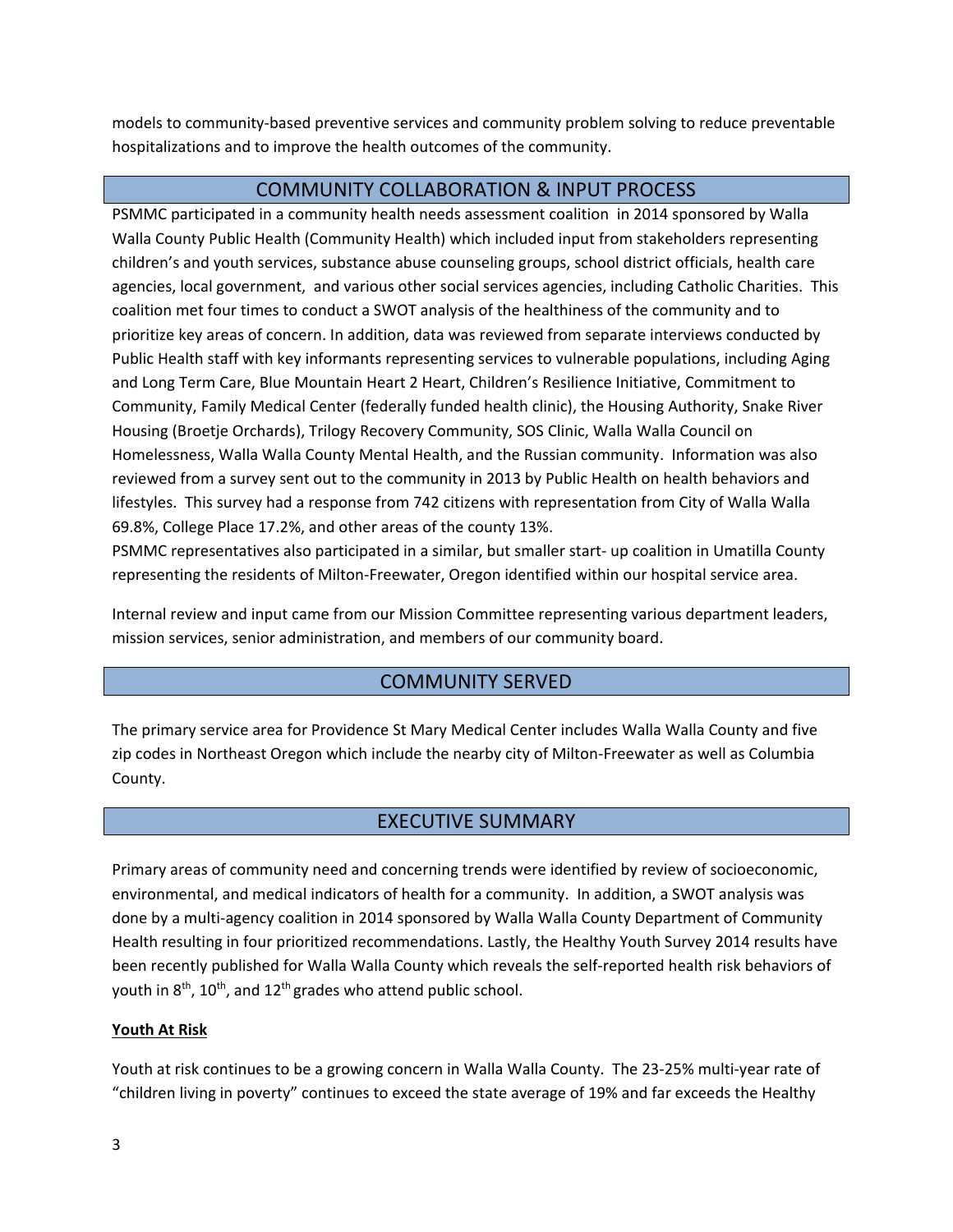models to community-based preventive services and community problem solving to reduce preventable hospitalizations and to improve the health outcomes of the community.

## COMMUNITY COLLABORATION & INPUT PROCESS

PSMMC participated in a community health needs assessment coalition in 2014 sponsored by Walla Walla County Public Health (Community Health) which included input from stakeholders representing children's and youth services, substance abuse counseling groups, school district officials, health care agencies, local government, and various other social services agencies, including Catholic Charities. This coalition met four times to conduct a SWOT analysis of the healthiness of the community and to prioritize key areas of concern. In addition, data was reviewed from separate interviews conducted by Public Health staff with key informants representing services to vulnerable populations, including Aging and Long Term Care, Blue Mountain Heart 2 Heart, Children's Resilience Initiative, Commitment to Community, Family Medical Center (federally funded health clinic), the Housing Authority, Snake River Housing (Broetje Orchards), Trilogy Recovery Community, SOS Clinic, Walla Walla Council on Homelessness, Walla Walla County Mental Health, and the Russian community. Information was also reviewed from a survey sent out to the community in 2013 by Public Health on health behaviors and lifestyles. This survey had a response from 742 citizens with representation from City of Walla Walla 69.8%, College Place 17.2%, and other areas of the county 13%.
PSMMC representatives also participated in a similar, but smaller start- up coalition in Umatilla County representing the residents of Milton-Freewater, Oregon identified within our hospital service area.

Internal review and input came from our Mission Committee representing various department leaders, mission services, senior administration, and members of our community board.

## COMMUNITY SERVED

The primary service area for Providence St Mary Medical Center includes Walla Walla County and five zip codes in Northeast Oregon which include the nearby city of Milton-Freewater as well as Columbia County.

## EXECUTIVE SUMMARY

Primary areas of community need and concerning trends were identified by review of socioeconomic, environmental, and medical indicators of health for a community. In addition, a SWOT analysis was done by a multi-agency coalition in 2014 sponsored by Walla Walla County Department of Community Health resulting in four prioritized recommendations. Lastly, the Healthy Youth Survey 2014 results have been recently published for Walla Walla County which reveals the self-reported health risk behaviors of youth in 8th, 10th, and 12th grades who attend public school.

**Youth At Risk**

Youth at risk continues to be a growing concern in Walla Walla County. The 23-25% multi-year rate of "children living in poverty" continues to exceed the state average of 19% and far exceeds the Healthy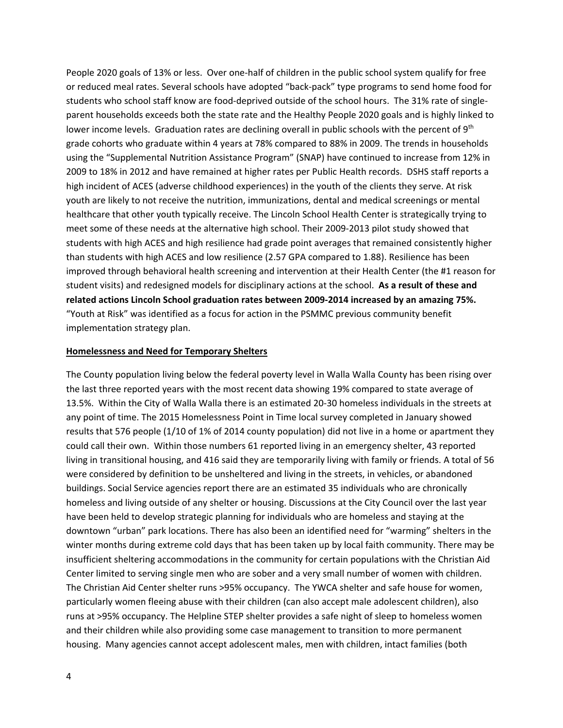People 2020 goals of 13% or less. Over one-half of children in the public school system qualify for free or reduced meal rates. Several schools have adopted "back-pack" type programs to send home food for students who school staff know are food-deprived outside of the school hours. The 31% rate of single-parent households exceeds both the state rate and the Healthy People 2020 goals and is highly linked to lower income levels. Graduation rates are declining overall in public schools with the percent of 9th grade cohorts who graduate within 4 years at 78% compared to 88% in 2009. The trends in households using the "Supplemental Nutrition Assistance Program" (SNAP) have continued to increase from 12% in 2009 to 18% in 2012 and have remained at higher rates per Public Health records. DSHS staff reports a high incident of ACES (adverse childhood experiences) in the youth of the clients they serve. At risk youth are likely to not receive the nutrition, immunizations, dental and medical screenings or mental healthcare that other youth typically receive. The Lincoln School Health Center is strategically trying to meet some of these needs at the alternative high school. Their 2009-2013 pilot study showed that students with high ACES and high resilience had grade point averages that remained consistently higher than students with high ACES and low resilience (2.57 GPA compared to 1.88). Resilience has been improved through behavioral health screening and intervention at their Health Center (the #1 reason for student visits) and redesigned models for disciplinary actions at the school. **As a result of these and related actions Lincoln School graduation rates between 2009-2014 increased by an amazing 75%.** "Youth at Risk" was identified as a focus for action in the PSMMC previous community benefit implementation strategy plan.

**Homelessness and Need for Temporary Shelters**

The County population living below the federal poverty level in Walla Walla County has been rising over the last three reported years with the most recent data showing 19% compared to state average of 13.5%. Within the City of Walla Walla there is an estimated 20-30 homeless individuals in the streets at any point of time. The 2015 Homelessness Point in Time local survey completed in January showed results that 576 people (1/10 of 1% of 2014 county population) did not live in a home or apartment they could call their own. Within those numbers 61 reported living in an emergency shelter, 43 reported living in transitional housing, and 416 said they are temporarily living with family or friends. A total of 56 were considered by definition to be unsheltered and living in the streets, in vehicles, or abandoned buildings. Social Service agencies report there are an estimated 35 individuals who are chronically homeless and living outside of any shelter or housing. Discussions at the City Council over the last year have been held to develop strategic planning for individuals who are homeless and staying at the downtown "urban" park locations. There has also been an identified need for "warming" shelters in the winter months during extreme cold days that has been taken up by local faith community. There may be insufficient sheltering accommodations in the community for certain populations with the Christian Aid Center limited to serving single men who are sober and a very small number of women with children. The Christian Aid Center shelter runs >95% occupancy. The YWCA shelter and safe house for women, particularly women fleeing abuse with their children (can also accept male adolescent children), also runs at >95% occupancy. The Helpline STEP shelter provides a safe night of sleep to homeless women and their children while also providing some case management to transition to more permanent housing. Many agencies cannot accept adolescent males, men with children, intact families (both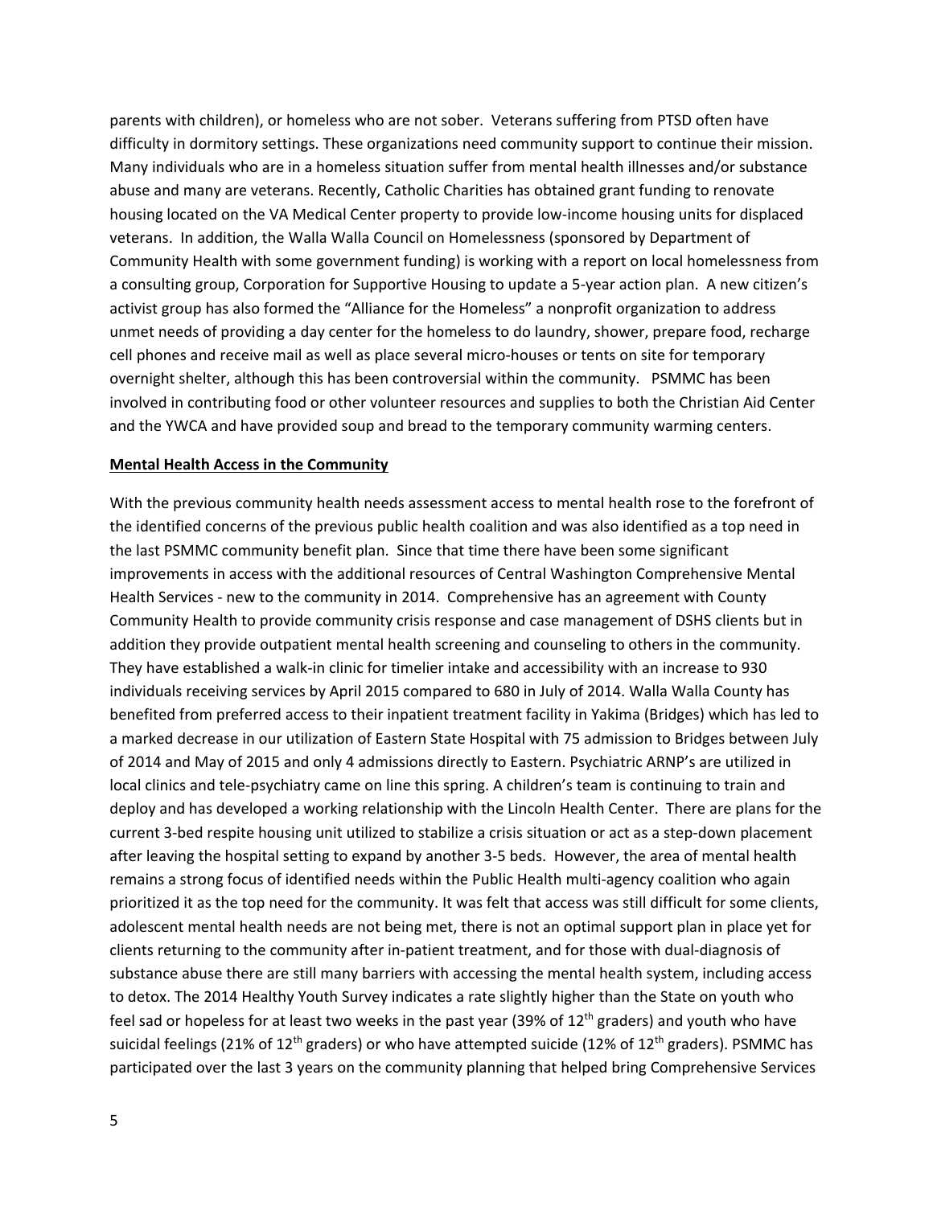parents with children), or homeless who are not sober. Veterans suffering from PTSD often have difficulty in dormitory settings. These organizations need community support to continue their mission. Many individuals who are in a homeless situation suffer from mental health illnesses and/or substance abuse and many are veterans. Recently, Catholic Charities has obtained grant funding to renovate housing located on the VA Medical Center property to provide low-income housing units for displaced veterans. In addition, the Walla Walla Council on Homelessness (sponsored by Department of Community Health with some government funding) is working with a report on local homelessness from a consulting group, Corporation for Supportive Housing to update a 5-year action plan. A new citizen's activist group has also formed the "Alliance for the Homeless" a nonprofit organization to address unmet needs of providing a day center for the homeless to do laundry, shower, prepare food, recharge cell phones and receive mail as well as place several micro-houses or tents on site for temporary overnight shelter, although this has been controversial within the community. PSMMC has been involved in contributing food or other volunteer resources and supplies to both the Christian Aid Center and the YWCA and have provided soup and bread to the temporary community warming centers.

**Mental Health Access in the Community**

With the previous community health needs assessment access to mental health rose to the forefront of the identified concerns of the previous public health coalition and was also identified as a top need in the last PSMMC community benefit plan. Since that time there have been some significant improvements in access with the additional resources of Central Washington Comprehensive Mental Health Services - new to the community in 2014. Comprehensive has an agreement with County Community Health to provide community crisis response and case management of DSHS clients but in addition they provide outpatient mental health screening and counseling to others in the community. They have established a walk-in clinic for timelier intake and accessibility with an increase to 930 individuals receiving services by April 2015 compared to 680 in July of 2014. Walla Walla County has benefited from preferred access to their inpatient treatment facility in Yakima (Bridges) which has led to a marked decrease in our utilization of Eastern State Hospital with 75 admission to Bridges between July of 2014 and May of 2015 and only 4 admissions directly to Eastern. Psychiatric ARNP's are utilized in local clinics and tele-psychiatry came on line this spring. A children's team is continuing to train and deploy and has developed a working relationship with the Lincoln Health Center. There are plans for the current 3-bed respite housing unit utilized to stabilize a crisis situation or act as a step-down placement after leaving the hospital setting to expand by another 3-5 beds. However, the area of mental health remains a strong focus of identified needs within the Public Health multi-agency coalition who again prioritized it as the top need for the community. It was felt that access was still difficult for some clients, adolescent mental health needs are not being met, there is not an optimal support plan in place yet for clients returning to the community after in-patient treatment, and for those with dual-diagnosis of substance abuse there are still many barriers with accessing the mental health system, including access to detox. The 2014 Healthy Youth Survey indicates a rate slightly higher than the State on youth who feel sad or hopeless for at least two weeks in the past year (39% of 12th graders) and youth who have suicidal feelings (21% of 12th graders) or who have attempted suicide (12% of 12th graders). PSMMC has participated over the last 3 years on the community planning that helped bring Comprehensive Services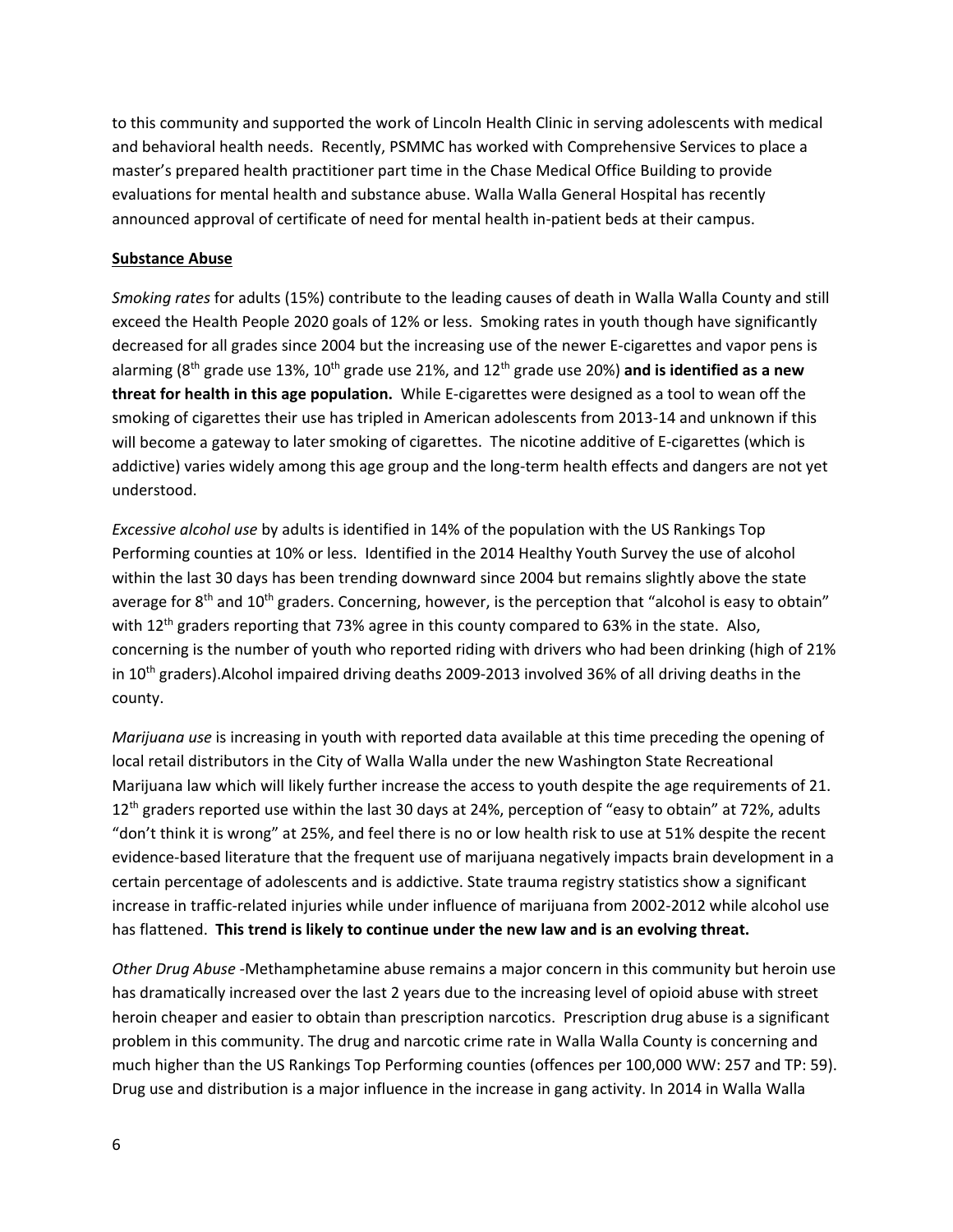to this community and supported the work of Lincoln Health Clinic in serving adolescents with medical and behavioral health needs. Recently, PSMMC has worked with Comprehensive Services to place a master's prepared health practitioner part time in the Chase Medical Office Building to provide evaluations for mental health and substance abuse. Walla Walla General Hospital has recently announced approval of certificate of need for mental health in-patient beds at their campus.

## Substance Abuse

*Smoking rates* for adults (15%) contribute to the leading causes of death in Walla Walla County and still exceed the Health People 2020 goals of 12% or less. Smoking rates in youth though have significantly decreased for all grades since 2004 but the increasing use of the newer E-cigarettes and vapor pens is alarming (8th grade use 13%, 10th grade use 21%, and 12th grade use 20%) **and is identified as a new threat for health in this age population.** While E-cigarettes were designed as a tool to wean off the smoking of cigarettes their use has tripled in American adolescents from 2013-14 and unknown if this will become a gateway to later smoking of cigarettes. The nicotine additive of E-cigarettes (which is addictive) varies widely among this age group and the long-term health effects and dangers are not yet understood.

*Excessive alcohol use* by adults is identified in 14% of the population with the US Rankings Top Performing counties at 10% or less. Identified in the 2014 Healthy Youth Survey the use of alcohol within the last 30 days has been trending downward since 2004 but remains slightly above the state average for 8th and 10th graders. Concerning, however, is the perception that "alcohol is easy to obtain" with 12th graders reporting that 73% agree in this county compared to 63% in the state. Also, concerning is the number of youth who reported riding with drivers who had been drinking (high of 21% in 10th graders).Alcohol impaired driving deaths 2009-2013 involved 36% of all driving deaths in the county.

*Marijuana use* is increasing in youth with reported data available at this time preceding the opening of local retail distributors in the City of Walla Walla under the new Washington State Recreational Marijuana law which will likely further increase the access to youth despite the age requirements of 21. 12th graders reported use within the last 30 days at 24%, perception of "easy to obtain" at 72%, adults "don't think it is wrong" at 25%, and feel there is no or low health risk to use at 51% despite the recent evidence-based literature that the frequent use of marijuana negatively impacts brain development in a certain percentage of adolescents and is addictive. State trauma registry statistics show a significant increase in traffic-related injuries while under influence of marijuana from 2002-2012 while alcohol use has flattened. **This trend is likely to continue under the new law and is an evolving threat.**

*Other Drug Abuse* -Methamphetamine abuse remains a major concern in this community but heroin use has dramatically increased over the last 2 years due to the increasing level of opioid abuse with street heroin cheaper and easier to obtain than prescription narcotics. Prescription drug abuse is a significant problem in this community. The drug and narcotic crime rate in Walla Walla County is concerning and much higher than the US Rankings Top Performing counties (offences per 100,000 WW: 257 and TP: 59). Drug use and distribution is a major influence in the increase in gang activity. In 2014 in Walla Walla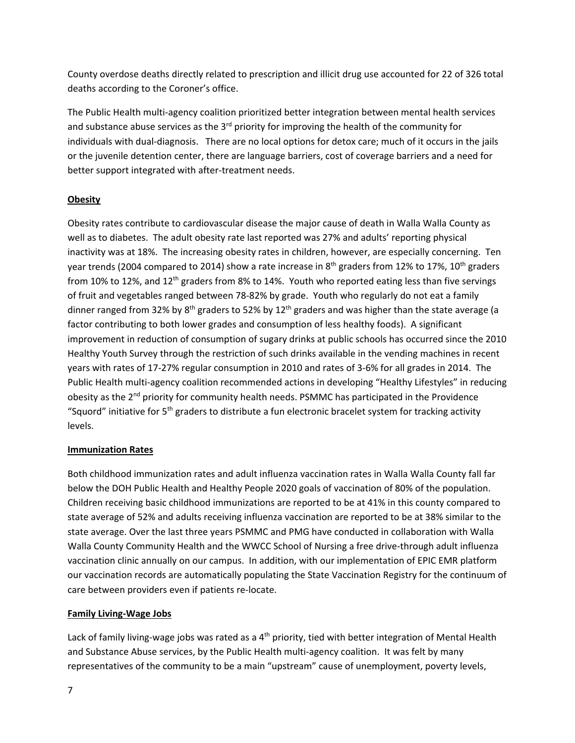County overdose deaths directly related to prescription and illicit drug use accounted for 22 of 326 total deaths according to the Coroner's office.

The Public Health multi-agency coalition prioritized better integration between mental health services and substance abuse services as the 3rd priority for improving the health of the community for individuals with dual-diagnosis. There are no local options for detox care; much of it occurs in the jails or the juvenile detention center, there are language barriers, cost of coverage barriers and a need for better support integrated with after-treatment needs.

**Obesity**

Obesity rates contribute to cardiovascular disease the major cause of death in Walla Walla County as well as to diabetes. The adult obesity rate last reported was 27% and adults' reporting physical inactivity was at 18%. The increasing obesity rates in children, however, are especially concerning. Ten year trends (2004 compared to 2014) show a rate increase in 8th graders from 12% to 17%, 10th graders from 10% to 12%, and 12th graders from 8% to 14%. Youth who reported eating less than five servings of fruit and vegetables ranged between 78-82% by grade. Youth who regularly do not eat a family dinner ranged from 32% by 8th graders to 52% by 12th graders and was higher than the state average (a factor contributing to both lower grades and consumption of less healthy foods). A significant improvement in reduction of consumption of sugary drinks at public schools has occurred since the 2010 Healthy Youth Survey through the restriction of such drinks available in the vending machines in recent years with rates of 17-27% regular consumption in 2010 and rates of 3-6% for all grades in 2014. The Public Health multi-agency coalition recommended actions in developing "Healthy Lifestyles" in reducing obesity as the 2nd priority for community health needs. PSMMC has participated in the Providence "Squord" initiative for 5th graders to distribute a fun electronic bracelet system for tracking activity levels.

**Immunization Rates**

Both childhood immunization rates and adult influenza vaccination rates in Walla Walla County fall far below the DOH Public Health and Healthy People 2020 goals of vaccination of 80% of the population. Children receiving basic childhood immunizations are reported to be at 41% in this county compared to state average of 52% and adults receiving influenza vaccination are reported to be at 38% similar to the state average. Over the last three years PSMMC and PMG have conducted in collaboration with Walla Walla County Community Health and the WWCC School of Nursing a free drive-through adult influenza vaccination clinic annually on our campus. In addition, with our implementation of EPIC EMR platform our vaccination records are automatically populating the State Vaccination Registry for the continuum of care between providers even if patients re-locate.

**Family Living-Wage Jobs**

Lack of family living-wage jobs was rated as a 4th priority, tied with better integration of Mental Health and Substance Abuse services, by the Public Health multi-agency coalition. It was felt by many representatives of the community to be a main "upstream" cause of unemployment, poverty levels,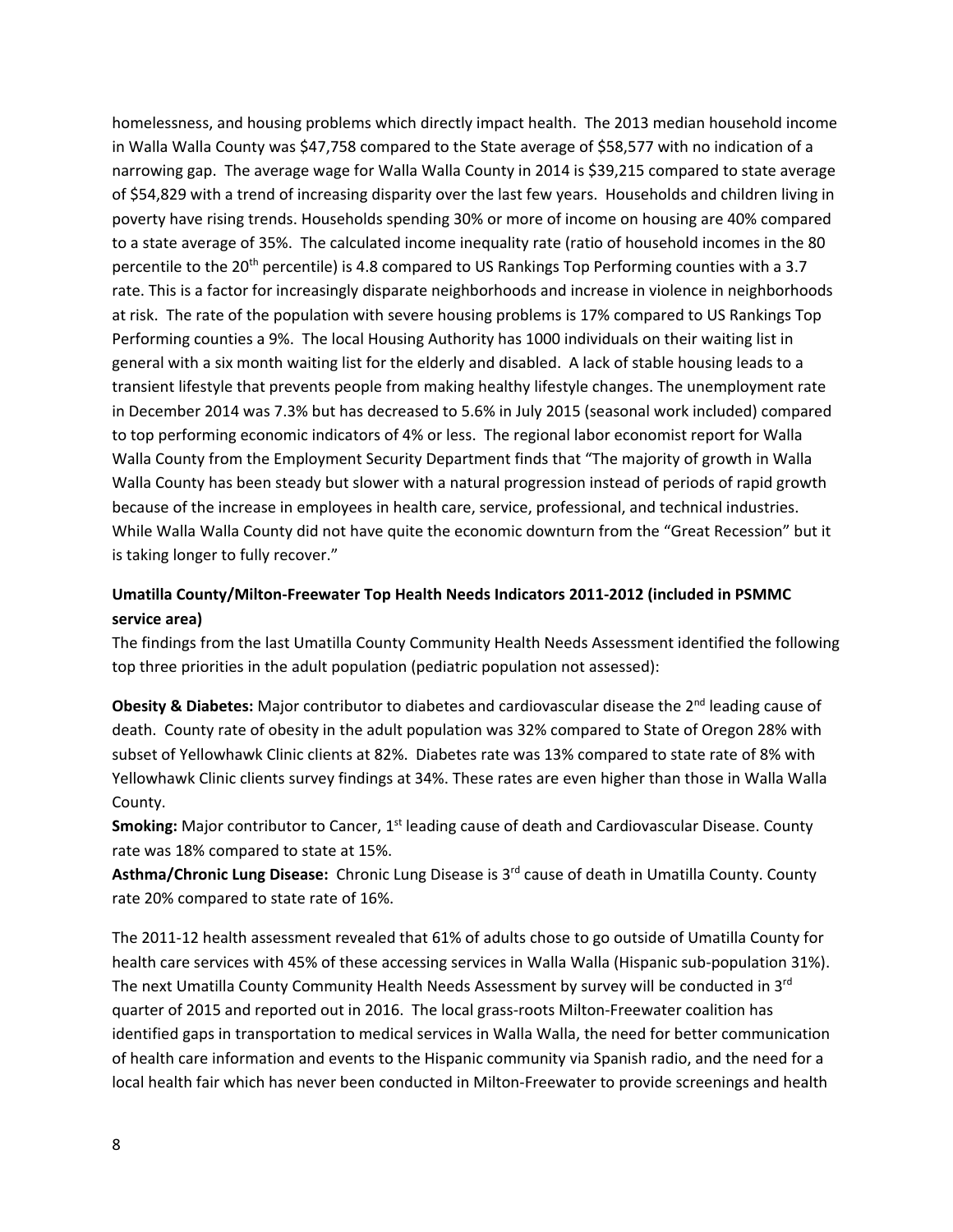homelessness, and housing problems which directly impact health. The 2013 median household income in Walla Walla County was $47,758 compared to the State average of $58,577 with no indication of a narrowing gap. The average wage for Walla Walla County in 2014 is $39,215 compared to state average of $54,829 with a trend of increasing disparity over the last few years. Households and children living in poverty have rising trends. Households spending 30% or more of income on housing are 40% compared to a state average of 35%. The calculated income inequality rate (ratio of household incomes in the 80 percentile to the 20th percentile) is 4.8 compared to US Rankings Top Performing counties with a 3.7 rate. This is a factor for increasingly disparate neighborhoods and increase in violence in neighborhoods at risk. The rate of the population with severe housing problems is 17% compared to US Rankings Top Performing counties a 9%. The local Housing Authority has 1000 individuals on their waiting list in general with a six month waiting list for the elderly and disabled. A lack of stable housing leads to a transient lifestyle that prevents people from making healthy lifestyle changes. The unemployment rate in December 2014 was 7.3% but has decreased to 5.6% in July 2015 (seasonal work included) compared to top performing economic indicators of 4% or less. The regional labor economist report for Walla Walla County from the Employment Security Department finds that "The majority of growth in Walla Walla County has been steady but slower with a natural progression instead of periods of rapid growth because of the increase in employees in health care, service, professional, and technical industries. While Walla Walla County did not have quite the economic downturn from the "Great Recession" but it is taking longer to fully recover."

**Umatilla County/Milton-Freewater Top Health Needs Indicators 2011-2012 (included in PSMMC service area)**

The findings from the last Umatilla County Community Health Needs Assessment identified the following top three priorities in the adult population (pediatric population not assessed):

**Obesity & Diabetes:** Major contributor to diabetes and cardiovascular disease the 2nd leading cause of death. County rate of obesity in the adult population was 32% compared to State of Oregon 28% with subset of Yellowhawk Clinic clients at 82%. Diabetes rate was 13% compared to state rate of 8% with Yellowhawk Clinic clients survey findings at 34%. These rates are even higher than those in Walla Walla County.

**Smoking:** Major contributor to Cancer, 1st leading cause of death and Cardiovascular Disease. County rate was 18% compared to state at 15%.

**Asthma/Chronic Lung Disease:** Chronic Lung Disease is 3rd cause of death in Umatilla County. County rate 20% compared to state rate of 16%.

The 2011-12 health assessment revealed that 61% of adults chose to go outside of Umatilla County for health care services with 45% of these accessing services in Walla Walla (Hispanic sub-population 31%). The next Umatilla County Community Health Needs Assessment by survey will be conducted in 3rd quarter of 2015 and reported out in 2016. The local grass-roots Milton-Freewater coalition has identified gaps in transportation to medical services in Walla Walla, the need for better communication of health care information and events to the Hispanic community via Spanish radio, and the need for a local health fair which has never been conducted in Milton-Freewater to provide screenings and health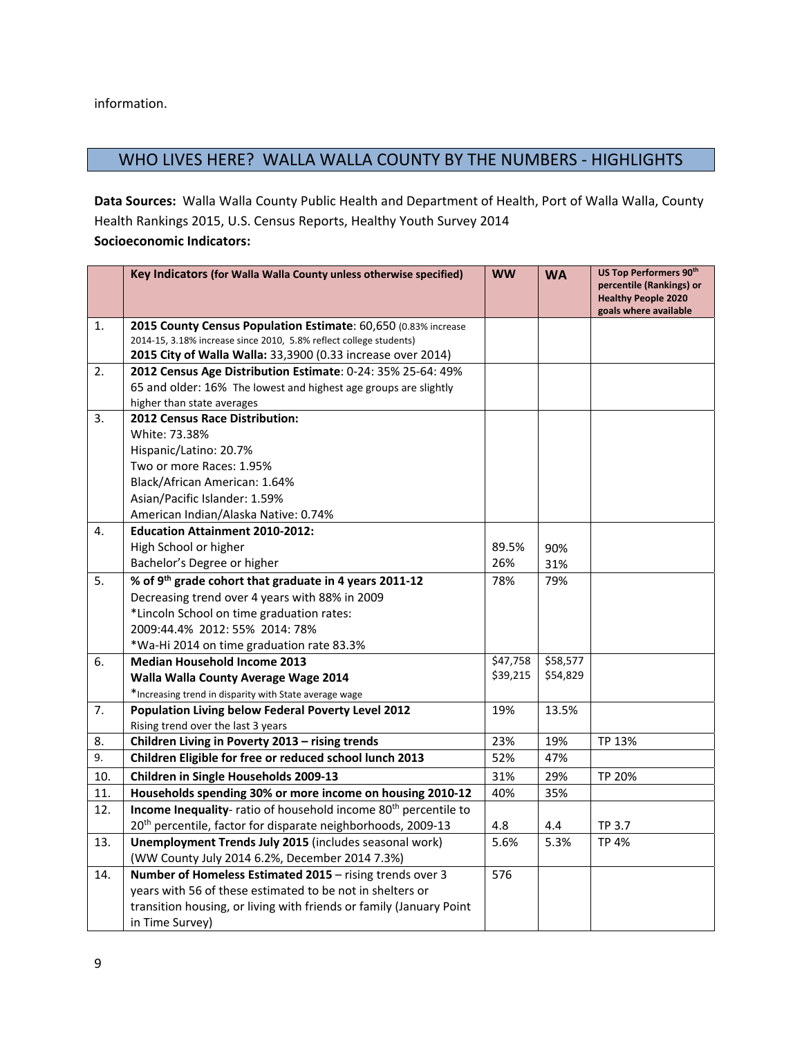information.

## WHO LIVES HERE? WALLA WALLA COUNTY BY THE NUMBERS - HIGHLIGHTS

**Data Sources:** Walla Walla County Public Health and Department of Health, Port of Walla Walla, County Health Rankings 2015, U.S. Census Reports, Healthy Youth Survey 2014

**Socioeconomic Indicators:**

| | Key Indicators (for Walla Walla County unless otherwise specified) | WW | WA | US Top Performers 90th percentile (Rankings) or Healthy People 2020 goals where available |
|---|---|---|---|---|
| 1. | **2015 County Census Population Estimate**: 60,650 (0.83% increase 2014-15, 3.18% increase since 2010, 5.8% reflect college students)<br>**2015 City of Walla Walla:** 33,3900 (0.33 increase over 2014) | | | |
| 2. | **2012 Census Age Distribution Estimate**: 0-24: 35% 25-64: 49% 65 and older: 16% The lowest and highest age groups are slightly higher than state averages | | | |
| 3. | **2012 Census Race Distribution:**<br>White: 73.38%<br>Hispanic/Latino: 20.7%<br>Two or more Races: 1.95%<br>Black/African American: 1.64%<br>Asian/Pacific Islander: 1.59%<br>American Indian/Alaska Native: 0.74% | | | |
| 4. | **Education Attainment 2010-2012:**<br>High School or higher<br>Bachelor's Degree or higher | 89.5%<br>26% | 90%<br>31% | |
| 5. | **% of 9th grade cohort that graduate in 4 years 2011-12**<br>Decreasing trend over 4 years with 88% in 2009<br>*Lincoln School on time graduation rates:<br>2009:44.4% 2012: 55% 2014: 78%<br>*Wa-Hi 2014 on time graduation rate 83.3% | 78% | 79% | |
| 6. | **Median Household Income 2013**<br>**Walla Walla County Average Wage 2014**<br>*Increasing trend in disparity with State average wage | $47,758<br>$39,215 | $58,577<br>$54,829 | |
| 7. | **Population Living below Federal Poverty Level 2012**<br>Rising trend over the last 3 years | 19% | 13.5% | |
| 8. | **Children Living in Poverty 2013 – rising trends** | 23% | 19% | TP 13% |
| 9. | **Children Eligible for free or reduced school lunch 2013** | 52% | 47% | |
| 10. | **Children in Single Households 2009-13** | 31% | 29% | TP 20% |
| 11. | **Households spending 30% or more income on housing 2010-12** | 40% | 35% | |
| 12. | **Income Inequality**- ratio of household income 80th percentile to 20th percentile, factor for disparate neighborhoods, 2009-13 | 4.8 | 4.4 | TP 3.7 |
| 13. | **Unemployment Trends July 2015** (includes seasonal work) (WW County July 2014 6.2%, December 2014 7.3%) | 5.6% | 5.3% | TP 4% |
| 14. | **Number of Homeless Estimated 2015** – rising trends over 3 years with 56 of these estimated to be not in shelters or transition housing, or living with friends or family (January Point in Time Survey) | 576 | | |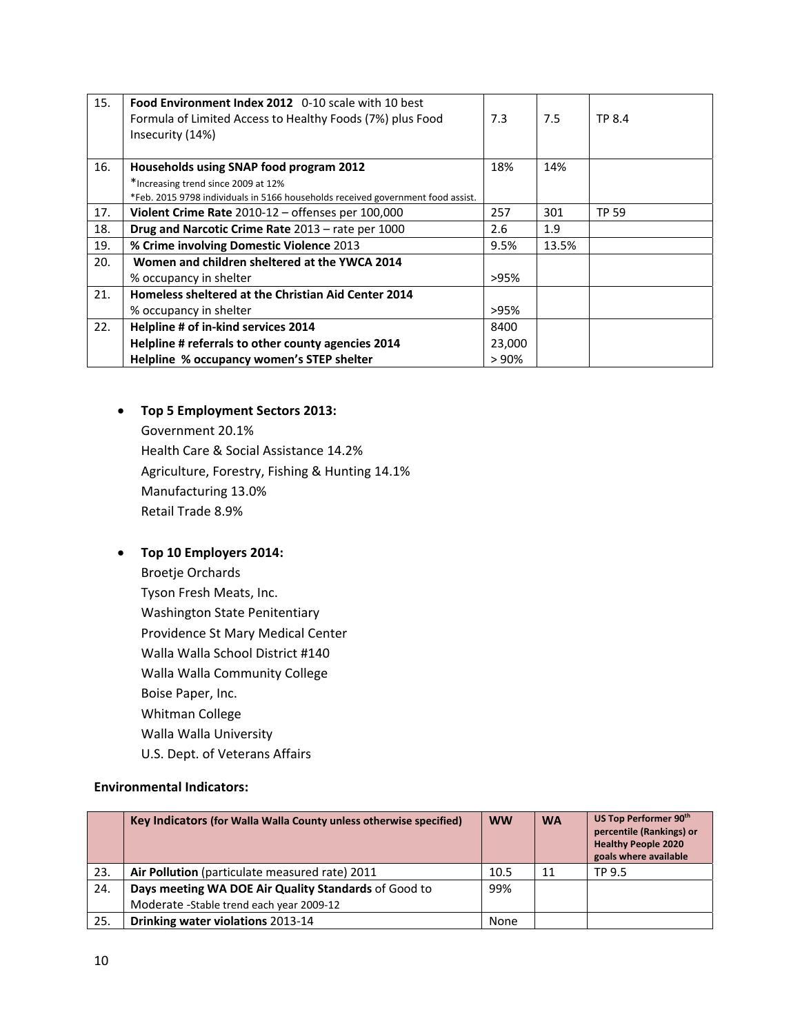| 15. | **Food Environment Index 2012** 0-10 scale with 10 best<br>Formula of Limited Access to Healthy Foods (7%) plus Food Insecurity (14%) | 7.3 | 7.5 | TP 8.4 |
|---|---|---|---|---|
| 16. | **Households using SNAP food program 2012**<br>*Increasing trend since 2009 at 12%<br>*Feb. 2015 9798 individuals in 5166 households received government food assist. | 18% | 14% | |
| 17. | **Violent Crime Rate** 2010-12 – offenses per 100,000 | 257 | 301 | TP 59 |
| 18. | **Drug and Narcotic Crime Rate** 2013 – rate per 1000 | 2.6 | 1.9 | |
| 19. | **% Crime involving Domestic Violence** 2013 | 9.5% | 13.5% | |
| 20. | **Women and children sheltered at the YWCA 2014**<br>% occupancy in shelter | >95% | | |
| 21. | **Homeless sheltered at the Christian Aid Center 2014**<br>% occupancy in shelter | >95% | | |
| 22. | **Helpline # of in-kind services 2014**<br>**Helpline # referrals to other county agencies 2014**<br>**Helpline % occupancy women's STEP shelter** | 8400<br>23,000<br>> 90% | | |

- **Top 5 Employment Sectors 2013:**
  Government 20.1%
  Health Care & Social Assistance 14.2%
  Agriculture, Forestry, Fishing & Hunting 14.1%
  Manufacturing 13.0%
  Retail Trade 8.9%

- **Top 10 Employers 2014:**
  Broetje Orchards
  Tyson Fresh Meats, Inc.
  Washington State Penitentiary
  Providence St Mary Medical Center
  Walla Walla School District #140
  Walla Walla Community College
  Boise Paper, Inc.
  Whitman College
  Walla Walla University
  U.S. Dept. of Veterans Affairs

**Environmental Indicators:**

| | **Key Indicators** (for Walla Walla County unless otherwise specified) | **WW** | **WA** | **US Top Performer 90th percentile (Rankings) or Healthy People 2020 goals where available** |
|---|---|---|---|---|
| 23. | **Air Pollution** (particulate measured rate) 2011 | 10.5 | 11 | TP 9.5 |
| 24. | **Days meeting WA DOE Air Quality Standards** of Good to Moderate -Stable trend each year 2009-12 | 99% | | |
| 25. | **Drinking water violations** 2013-14 | None | | |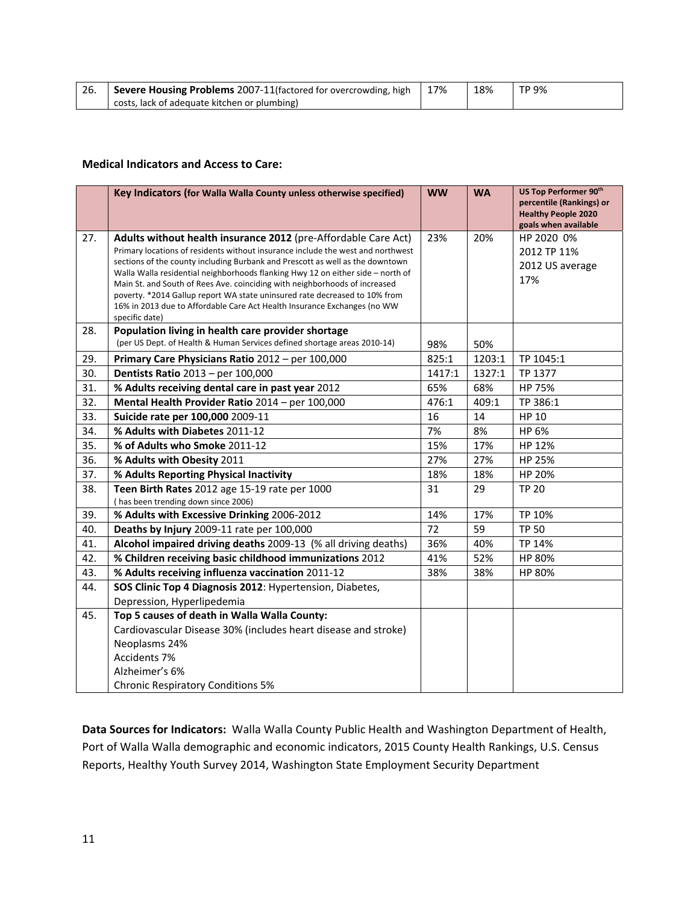| 26. | **Severe Housing Problems** 2007-11(factored for overcrowding, high costs, lack of adequate kitchen or plumbing) | 17% | 18% | TP 9% |
|---|---|---|---|---|

**Medical Indicators and Access to Care:**

| | **Key Indicators (for Walla Walla County unless otherwise specified)** | **WW** | **WA** | **US Top Performer 90th percentile (Rankings) or Healthy People 2020 goals when available** |
|---|---|---|---|---|
| 27. | **Adults without health insurance 2012** (pre-Affordable Care Act) Primary locations of residents without insurance include the west and northwest sections of the county including Burbank and Prescott as well as the downtown Walla Walla residential neighborhoods flanking Hwy 12 on either side – north of Main St. and South of Rees Ave. coinciding with neighborhoods of increased poverty. *2014 Gallup report WA state uninsured rate decreased to 10% from 16% in 2013 due to Affordable Care Act Health Insurance Exchanges (no WW specific date) | 23% | 20% | HP 2020 0%<br>2012 TP 11%<br>2012 US average 17% |
| 28. | **Population living in health care provider shortage** (per US Dept. of Health & Human Services defined shortage areas 2010-14) | 98% | 50% | |
| 29. | **Primary Care Physicians Ratio** 2012 – per 100,000 | 825:1 | 1203:1 | TP 1045:1 |
| 30. | **Dentists Ratio** 2013 – per 100,000 | 1417:1 | 1327:1 | TP 1377 |
| 31. | **% Adults receiving dental care in past year** 2012 | 65% | 68% | HP 75% |
| 32. | **Mental Health Provider Ratio** 2014 – per 100,000 | 476:1 | 409:1 | TP 386:1 |
| 33. | **Suicide rate per 100,000** 2009-11 | 16 | 14 | HP 10 |
| 34. | **% Adults with Diabetes** 2011-12 | 7% | 8% | HP 6% |
| 35. | **% of Adults who Smoke** 2011-12 | 15% | 17% | HP 12% |
| 36. | **% Adults with Obesity** 2011 | 27% | 27% | HP 25% |
| 37. | **% Adults Reporting Physical Inactivity** | 18% | 18% | HP 20% |
| 38. | **Teen Birth Rates** 2012 age 15-19 rate per 1000 ( has been trending down since 2006) | 31 | 29 | TP 20 |
| 39. | **% Adults with Excessive Drinking** 2006-2012 | 14% | 17% | TP 10% |
| 40. | **Deaths by Injury** 2009-11 rate per 100,000 | 72 | 59 | TP 50 |
| 41. | **Alcohol impaired driving deaths** 2009-13 (% all driving deaths) | 36% | 40% | TP 14% |
| 42. | **% Children receiving basic childhood immunizations** 2012 | 41% | 52% | HP 80% |
| 43. | **% Adults receiving influenza vaccination** 2011-12 | 38% | 38% | HP 80% |
| 44. | **SOS Clinic Top 4 Diagnosis 2012**: Hypertension, Diabetes, Depression, Hyperlipedemia | | | |
| 45. | **Top 5 causes of death in Walla Walla County:**<br>Cardiovascular Disease 30% (includes heart disease and stroke)<br>Neoplasms 24%<br>Accidents 7%<br>Alzheimer's 6%<br>Chronic Respiratory Conditions 5% | | | |

**Data Sources for Indicators:** Walla Walla County Public Health and Washington Department of Health, Port of Walla Walla demographic and economic indicators, 2015 County Health Rankings, U.S. Census Reports, Healthy Youth Survey 2014, Washington State Employment Security Department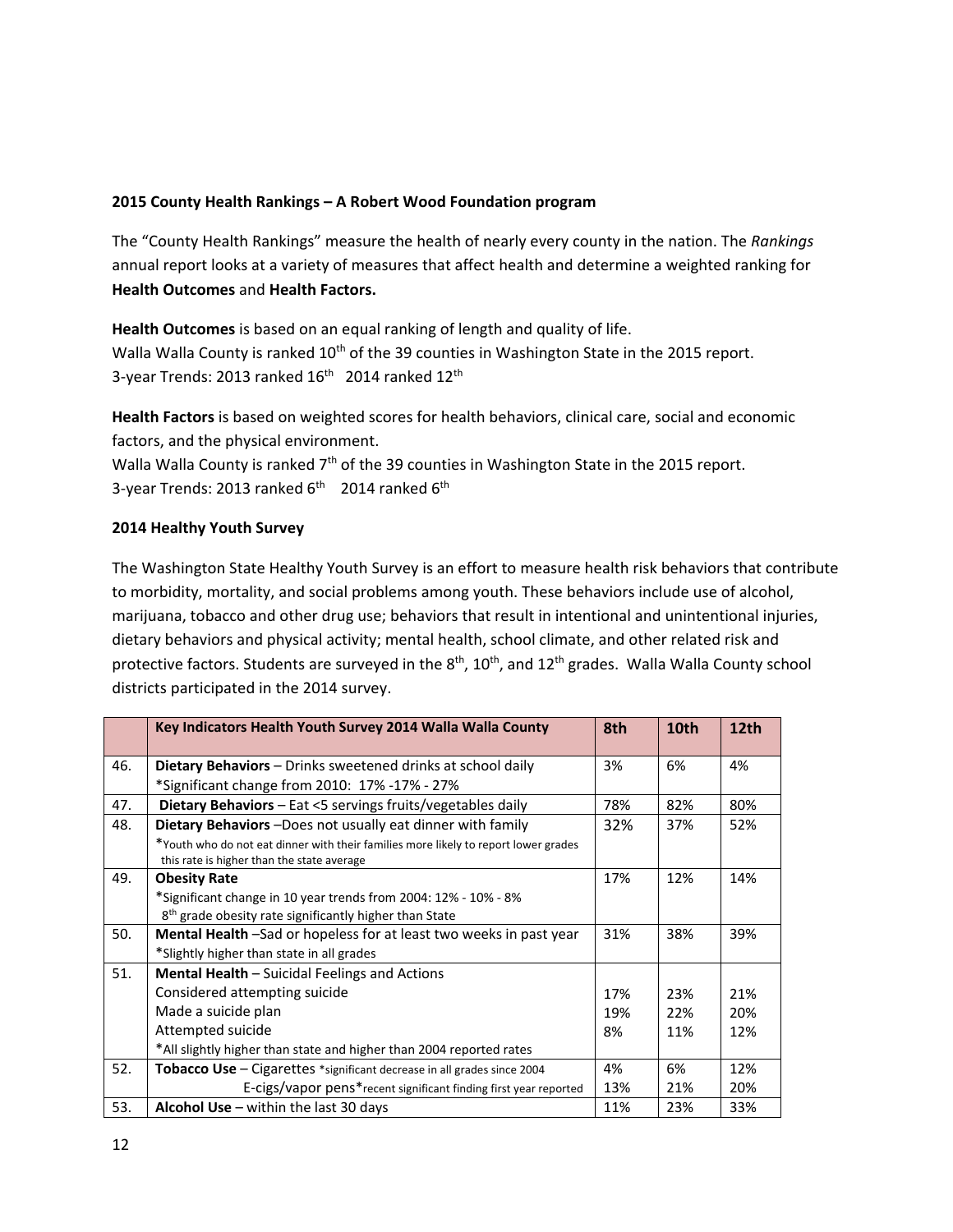**2015 County Health Rankings – A Robert Wood Foundation program**

The "County Health Rankings" measure the health of nearly every county in the nation. The *Rankings* annual report looks at a variety of measures that affect health and determine a weighted ranking for **Health Outcomes** and **Health Factors.**

**Health Outcomes** is based on an equal ranking of length and quality of life.
Walla Walla County is ranked 10th of the 39 counties in Washington State in the 2015 report.
3-year Trends: 2013 ranked 16th 2014 ranked 12th

**Health Factors** is based on weighted scores for health behaviors, clinical care, social and economic factors, and the physical environment.
Walla Walla County is ranked 7th of the 39 counties in Washington State in the 2015 report.
3-year Trends: 2013 ranked 6th 2014 ranked 6th

**2014 Healthy Youth Survey**

The Washington State Healthy Youth Survey is an effort to measure health risk behaviors that contribute to morbidity, mortality, and social problems among youth. These behaviors include use of alcohol, marijuana, tobacco and other drug use; behaviors that result in intentional and unintentional injuries, dietary behaviors and physical activity; mental health, school climate, and other related risk and protective factors. Students are surveyed in the 8th, 10th, and 12th grades. Walla Walla County school districts participated in the 2014 survey.

| | **Key Indicators Health Youth Survey 2014 Walla Walla County** | **8th** | **10th** | **12th** |
|---|---|---|---|---|
| 46. | **Dietary Behaviors** – Drinks sweetened drinks at school daily<br>*Significant change from 2010: 17% -17% - 27% | 3% | 6% | 4% |
| 47. | **Dietary Behaviors** – Eat <5 servings fruits/vegetables daily | 78% | 82% | 80% |
| 48. | **Dietary Behaviors** –Does not usually eat dinner with family<br>*Youth who do not eat dinner with their families more likely to report lower grades this rate is higher than the state average | 32% | 37% | 52% |
| 49. | **Obesity Rate**<br>*Significant change in 10 year trends from 2004: 12% - 10% - 8%<br>8th grade obesity rate significantly higher than State | 17% | 12% | 14% |
| 50. | **Mental Health** –Sad or hopeless for at least two weeks in past year<br>*Slightly higher than state in all grades | 31% | 38% | 39% |
| 51. | **Mental Health** – Suicidal Feelings and Actions<br>Considered attempting suicide<br>Made a suicide plan<br>Attempted suicide<br>*All slightly higher than state and higher than 2004 reported rates | <br>17%<br>19%<br>8% | <br>23%<br>22%<br>11% | <br>21%<br>20%<br>12% |
| 52. | **Tobacco Use** – Cigarettes *significant decrease in all grades since 2004<br>E-cigs/vapor pens*recent significant finding first year reported | 4%<br>13% | 6%<br>21% | 12%<br>20% |
| 53. | **Alcohol Use** – within the last 30 days | 11% | 23% | 33% |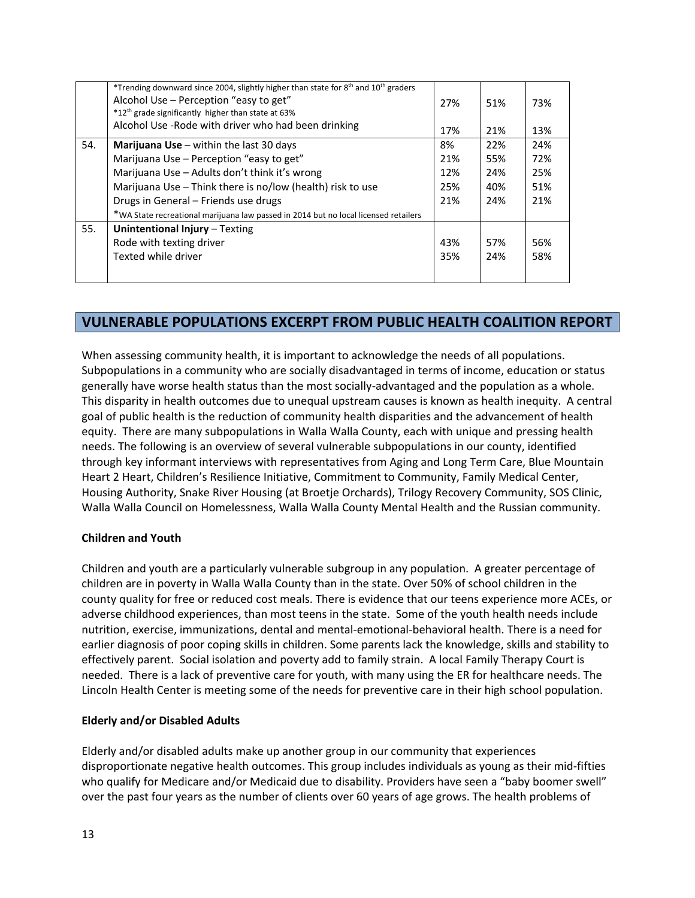| | | | | |
|---|---|---|---|---|
| | *Trending downward since 2004, slightly higher than state for 8th and 10th graders<br>Alcohol Use – Perception "easy to get"<br>*12th grade significantly higher than state at 63%<br>Alcohol Use -Rode with driver who had been drinking | 27%<br><br>17% | 51%<br><br>21% | 73%<br><br>13% |
| 54. | **Marijuana Use** – within the last 30 days<br>Marijuana Use – Perception "easy to get"<br>Marijuana Use – Adults don't think it's wrong<br>Marijuana Use – Think there is no/low (health) risk to use<br>Drugs in General – Friends use drugs<br>*WA State recreational marijuana law passed in 2014 but no local licensed retailers | 8%<br>21%<br>12%<br>25%<br>21% | 22%<br>55%<br>24%<br>40%<br>24% | 24%<br>72%<br>25%<br>51%<br>21% |
| 55. | **Unintentional Injury** – Texting<br>Rode with texting driver<br>Texted while driver | <br>43%<br>35% | <br>57%<br>24% | <br>56%<br>58% |

## VULNERABLE POPULATIONS EXCERPT FROM PUBLIC HEALTH COALITION REPORT

When assessing community health, it is important to acknowledge the needs of all populations. Subpopulations in a community who are socially disadvantaged in terms of income, education or status generally have worse health status than the most socially-advantaged and the population as a whole. This disparity in health outcomes due to unequal upstream causes is known as health inequity. A central goal of public health is the reduction of community health disparities and the advancement of health equity. There are many subpopulations in Walla Walla County, each with unique and pressing health needs. The following is an overview of several vulnerable subpopulations in our county, identified through key informant interviews with representatives from Aging and Long Term Care, Blue Mountain Heart 2 Heart, Children's Resilience Initiative, Commitment to Community, Family Medical Center, Housing Authority, Snake River Housing (at Broetje Orchards), Trilogy Recovery Community, SOS Clinic, Walla Walla Council on Homelessness, Walla Walla County Mental Health and the Russian community.

### Children and Youth

Children and youth are a particularly vulnerable subgroup in any population. A greater percentage of children are in poverty in Walla Walla County than in the state. Over 50% of school children in the county quality for free or reduced cost meals. There is evidence that our teens experience more ACEs, or adverse childhood experiences, than most teens in the state. Some of the youth health needs include nutrition, exercise, immunizations, dental and mental-emotional-behavioral health. There is a need for earlier diagnosis of poor coping skills in children. Some parents lack the knowledge, skills and stability to effectively parent. Social isolation and poverty add to family strain. A local Family Therapy Court is needed. There is a lack of preventive care for youth, with many using the ER for healthcare needs. The Lincoln Health Center is meeting some of the needs for preventive care in their high school population.

### Elderly and/or Disabled Adults

Elderly and/or disabled adults make up another group in our community that experiences disproportionate negative health outcomes. This group includes individuals as young as their mid-fifties who qualify for Medicare and/or Medicaid due to disability. Providers have seen a "baby boomer swell" over the past four years as the number of clients over 60 years of age grows. The health problems of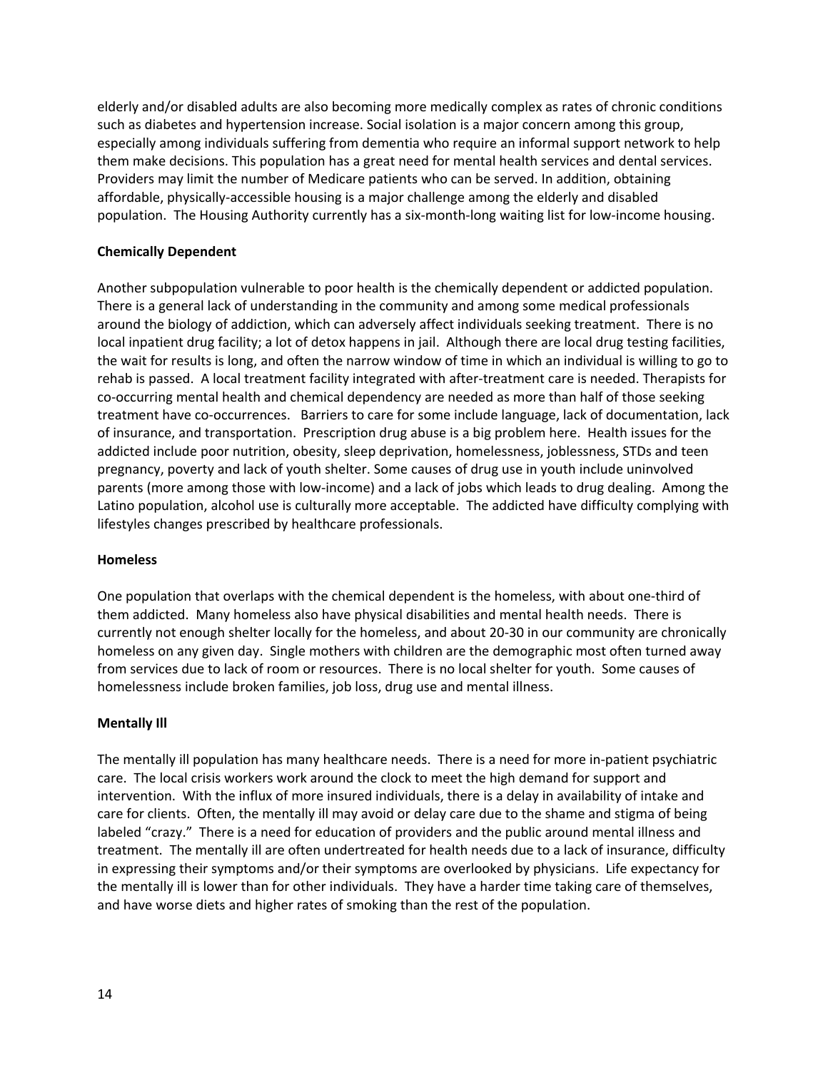elderly and/or disabled adults are also becoming more medically complex as rates of chronic conditions such as diabetes and hypertension increase. Social isolation is a major concern among this group, especially among individuals suffering from dementia who require an informal support network to help them make decisions. This population has a great need for mental health services and dental services. Providers may limit the number of Medicare patients who can be served. In addition, obtaining affordable, physically-accessible housing is a major challenge among the elderly and disabled population. The Housing Authority currently has a six-month-long waiting list for low-income housing.

**Chemically Dependent**

Another subpopulation vulnerable to poor health is the chemically dependent or addicted population. There is a general lack of understanding in the community and among some medical professionals around the biology of addiction, which can adversely affect individuals seeking treatment. There is no local inpatient drug facility; a lot of detox happens in jail. Although there are local drug testing facilities, the wait for results is long, and often the narrow window of time in which an individual is willing to go to rehab is passed. A local treatment facility integrated with after-treatment care is needed. Therapists for co-occurring mental health and chemical dependency are needed as more than half of those seeking treatment have co-occurrences. Barriers to care for some include language, lack of documentation, lack of insurance, and transportation. Prescription drug abuse is a big problem here. Health issues for the addicted include poor nutrition, obesity, sleep deprivation, homelessness, joblessness, STDs and teen pregnancy, poverty and lack of youth shelter. Some causes of drug use in youth include uninvolved parents (more among those with low-income) and a lack of jobs which leads to drug dealing. Among the Latino population, alcohol use is culturally more acceptable. The addicted have difficulty complying with lifestyles changes prescribed by healthcare professionals.

**Homeless**

One population that overlaps with the chemical dependent is the homeless, with about one-third of them addicted. Many homeless also have physical disabilities and mental health needs. There is currently not enough shelter locally for the homeless, and about 20-30 in our community are chronically homeless on any given day. Single mothers with children are the demographic most often turned away from services due to lack of room or resources. There is no local shelter for youth. Some causes of homelessness include broken families, job loss, drug use and mental illness.

**Mentally Ill**

The mentally ill population has many healthcare needs. There is a need for more in-patient psychiatric care. The local crisis workers work around the clock to meet the high demand for support and intervention. With the influx of more insured individuals, there is a delay in availability of intake and care for clients. Often, the mentally ill may avoid or delay care due to the shame and stigma of being labeled "crazy." There is a need for education of providers and the public around mental illness and treatment. The mentally ill are often undertreated for health needs due to a lack of insurance, difficulty in expressing their symptoms and/or their symptoms are overlooked by physicians. Life expectancy for the mentally ill is lower than for other individuals. They have a harder time taking care of themselves, and have worse diets and higher rates of smoking than the rest of the population.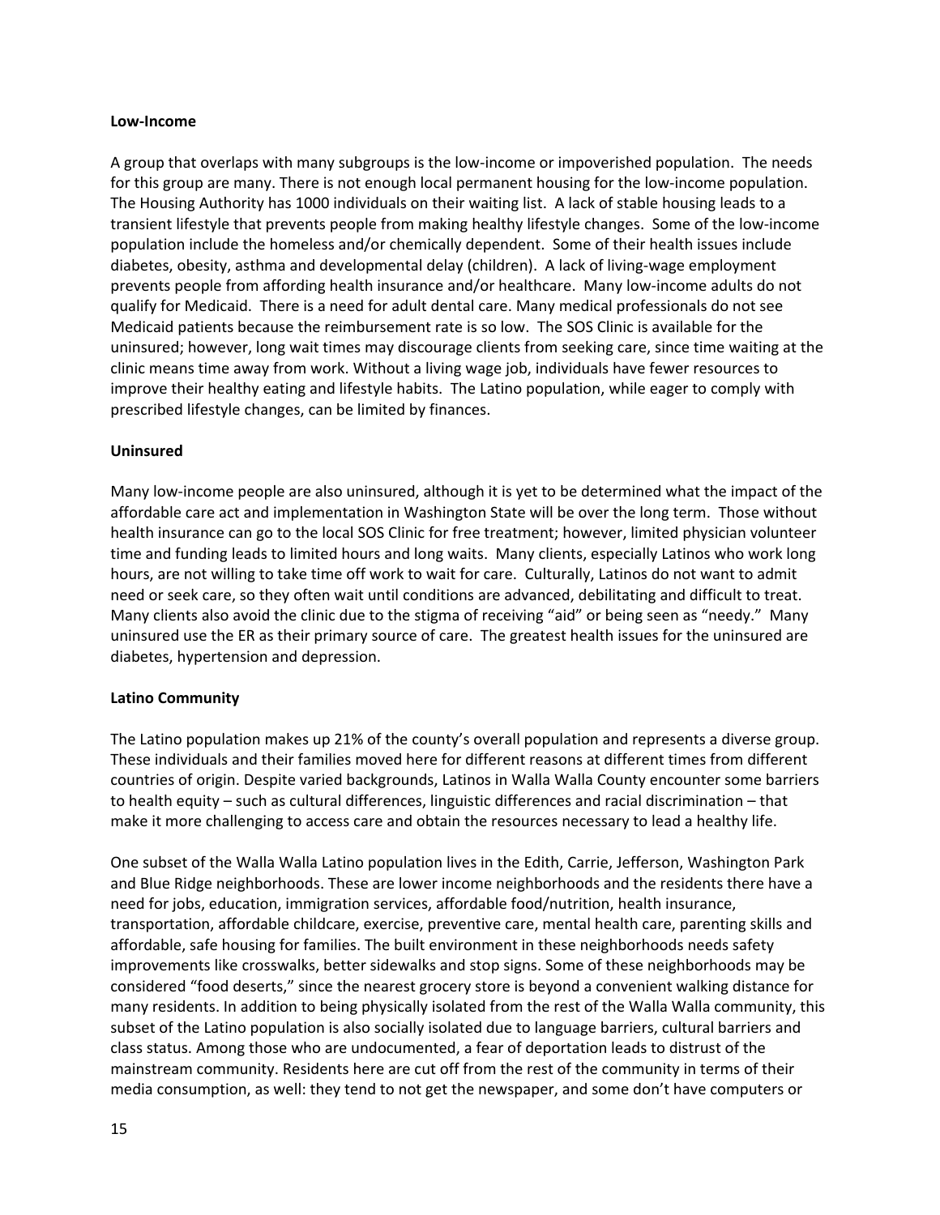**Low-Income**

A group that overlaps with many subgroups is the low-income or impoverished population. The needs for this group are many. There is not enough local permanent housing for the low-income population. The Housing Authority has 1000 individuals on their waiting list. A lack of stable housing leads to a transient lifestyle that prevents people from making healthy lifestyle changes. Some of the low-income population include the homeless and/or chemically dependent. Some of their health issues include diabetes, obesity, asthma and developmental delay (children). A lack of living-wage employment prevents people from affording health insurance and/or healthcare. Many low-income adults do not qualify for Medicaid. There is a need for adult dental care. Many medical professionals do not see Medicaid patients because the reimbursement rate is so low. The SOS Clinic is available for the uninsured; however, long wait times may discourage clients from seeking care, since time waiting at the clinic means time away from work. Without a living wage job, individuals have fewer resources to improve their healthy eating and lifestyle habits. The Latino population, while eager to comply with prescribed lifestyle changes, can be limited by finances.

**Uninsured**

Many low-income people are also uninsured, although it is yet to be determined what the impact of the affordable care act and implementation in Washington State will be over the long term. Those without health insurance can go to the local SOS Clinic for free treatment; however, limited physician volunteer time and funding leads to limited hours and long waits. Many clients, especially Latinos who work long hours, are not willing to take time off work to wait for care. Culturally, Latinos do not want to admit need or seek care, so they often wait until conditions are advanced, debilitating and difficult to treat. Many clients also avoid the clinic due to the stigma of receiving "aid" or being seen as "needy." Many uninsured use the ER as their primary source of care. The greatest health issues for the uninsured are diabetes, hypertension and depression.

**Latino Community**

The Latino population makes up 21% of the county's overall population and represents a diverse group. These individuals and their families moved here for different reasons at different times from different countries of origin. Despite varied backgrounds, Latinos in Walla Walla County encounter some barriers to health equity – such as cultural differences, linguistic differences and racial discrimination – that make it more challenging to access care and obtain the resources necessary to lead a healthy life.

One subset of the Walla Walla Latino population lives in the Edith, Carrie, Jefferson, Washington Park and Blue Ridge neighborhoods. These are lower income neighborhoods and the residents there have a need for jobs, education, immigration services, affordable food/nutrition, health insurance, transportation, affordable childcare, exercise, preventive care, mental health care, parenting skills and affordable, safe housing for families. The built environment in these neighborhoods needs safety improvements like crosswalks, better sidewalks and stop signs. Some of these neighborhoods may be considered "food deserts," since the nearest grocery store is beyond a convenient walking distance for many residents. In addition to being physically isolated from the rest of the Walla Walla community, this subset of the Latino population is also socially isolated due to language barriers, cultural barriers and class status. Among those who are undocumented, a fear of deportation leads to distrust of the mainstream community. Residents here are cut off from the rest of the community in terms of their media consumption, as well: they tend to not get the newspaper, and some don't have computers or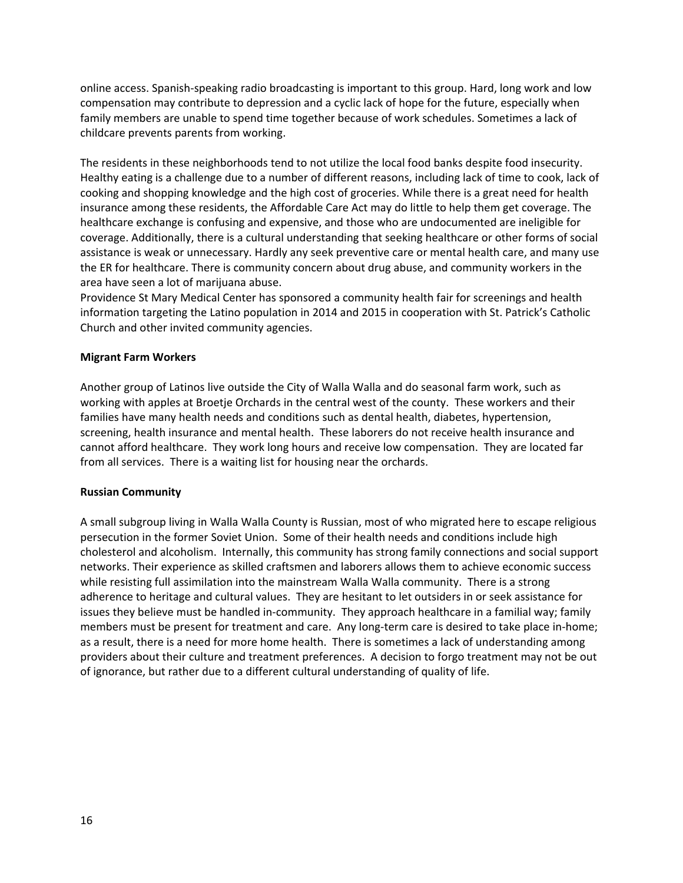online access. Spanish-speaking radio broadcasting is important to this group. Hard, long work and low compensation may contribute to depression and a cyclic lack of hope for the future, especially when family members are unable to spend time together because of work schedules. Sometimes a lack of childcare prevents parents from working.

The residents in these neighborhoods tend to not utilize the local food banks despite food insecurity. Healthy eating is a challenge due to a number of different reasons, including lack of time to cook, lack of cooking and shopping knowledge and the high cost of groceries. While there is a great need for health insurance among these residents, the Affordable Care Act may do little to help them get coverage. The healthcare exchange is confusing and expensive, and those who are undocumented are ineligible for coverage. Additionally, there is a cultural understanding that seeking healthcare or other forms of social assistance is weak or unnecessary. Hardly any seek preventive care or mental health care, and many use the ER for healthcare. There is community concern about drug abuse, and community workers in the area have seen a lot of marijuana abuse.

Providence St Mary Medical Center has sponsored a community health fair for screenings and health information targeting the Latino population in 2014 and 2015 in cooperation with St. Patrick's Catholic Church and other invited community agencies.

**Migrant Farm Workers**

Another group of Latinos live outside the City of Walla Walla and do seasonal farm work, such as working with apples at Broetje Orchards in the central west of the county. These workers and their families have many health needs and conditions such as dental health, diabetes, hypertension, screening, health insurance and mental health. These laborers do not receive health insurance and cannot afford healthcare. They work long hours and receive low compensation. They are located far from all services. There is a waiting list for housing near the orchards.

**Russian Community**

A small subgroup living in Walla Walla County is Russian, most of who migrated here to escape religious persecution in the former Soviet Union. Some of their health needs and conditions include high cholesterol and alcoholism. Internally, this community has strong family connections and social support networks. Their experience as skilled craftsmen and laborers allows them to achieve economic success while resisting full assimilation into the mainstream Walla Walla community. There is a strong adherence to heritage and cultural values. They are hesitant to let outsiders in or seek assistance for issues they believe must be handled in-community. They approach healthcare in a familial way; family members must be present for treatment and care. Any long-term care is desired to take place in-home; as a result, there is a need for more home health. There is sometimes a lack of understanding among providers about their culture and treatment preferences. A decision to forgo treatment may not be out of ignorance, but rather due to a different cultural understanding of quality of life.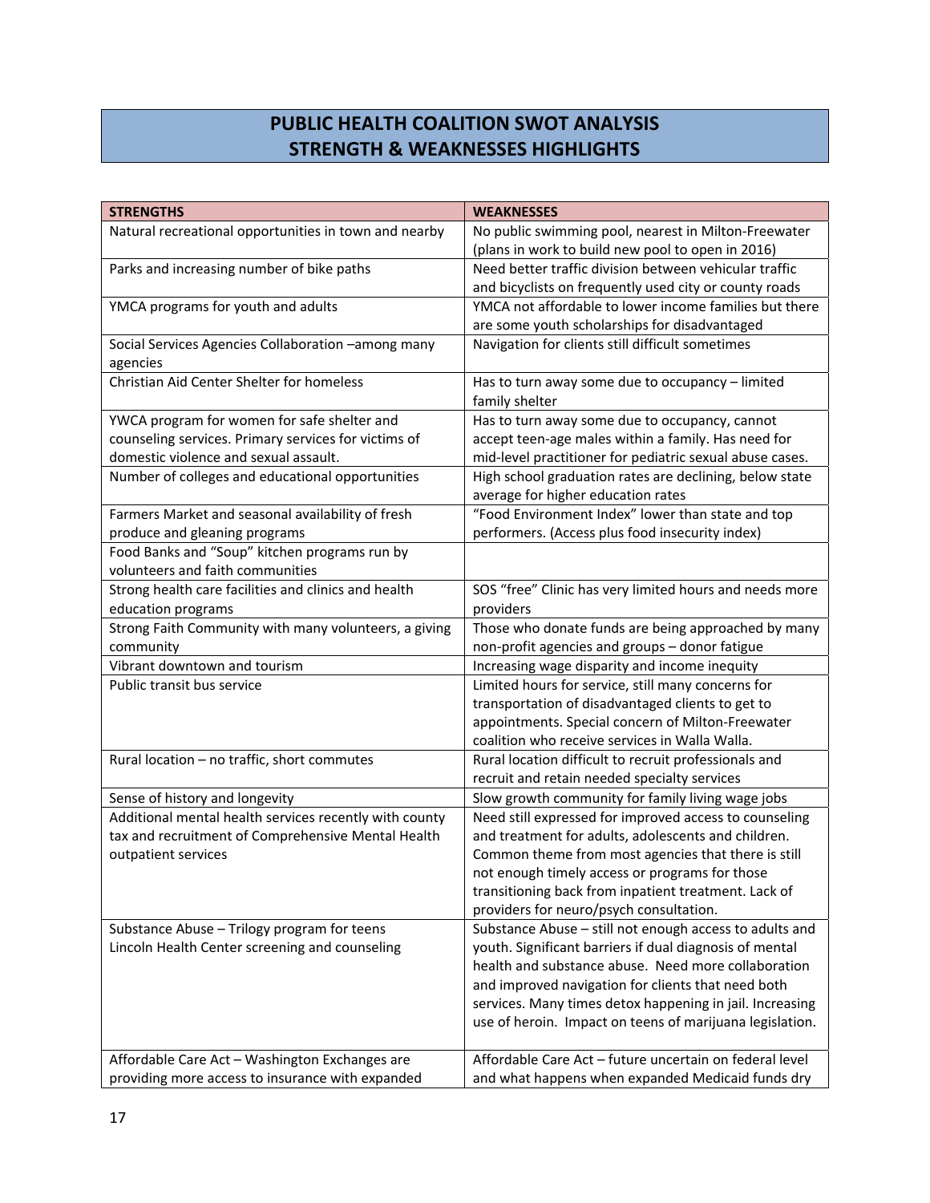# PUBLIC HEALTH COALITION SWOT ANALYSIS
## STRENGTH & WEAKNESSES HIGHLIGHTS

| STRENGTHS | WEAKNESSES |
|---|---|
| Natural recreational opportunities in town and nearby | No public swimming pool, nearest in Milton-Freewater (plans in work to build new pool to open in 2016) |
| Parks and increasing number of bike paths | Need better traffic division between vehicular traffic and bicyclists on frequently used city or county roads |
| YMCA programs for youth and adults | YMCA not affordable to lower income families but there are some youth scholarships for disadvantaged |
| Social Services Agencies Collaboration –among many agencies | Navigation for clients still difficult sometimes |
| Christian Aid Center Shelter for homeless | Has to turn away some due to occupancy – limited family shelter |
| YWCA program for women for safe shelter and counseling services. Primary services for victims of domestic violence and sexual assault. | Has to turn away some due to occupancy, cannot accept teen-age males within a family. Has need for mid-level practitioner for pediatric sexual abuse cases. |
| Number of colleges and educational opportunities | High school graduation rates are declining, below state average for higher education rates |
| Farmers Market and seasonal availability of fresh produce and gleaning programs | "Food Environment Index" lower than state and top performers. (Access plus food insecurity index) |
| Food Banks and "Soup" kitchen programs run by volunteers and faith communities | |
| Strong health care facilities and clinics and health education programs | SOS "free" Clinic has very limited hours and needs more providers |
| Strong Faith Community with many volunteers, a giving community | Those who donate funds are being approached by many non-profit agencies and groups – donor fatigue |
| Vibrant downtown and tourism | Increasing wage disparity and income inequity |
| Public transit bus service | Limited hours for service, still many concerns for transportation of disadvantaged clients to get to appointments. Special concern of Milton-Freewater coalition who receive services in Walla Walla. |
| Rural location – no traffic, short commutes | Rural location difficult to recruit professionals and recruit and retain needed specialty services |
| Sense of history and longevity | Slow growth community for family living wage jobs |
| Additional mental health services recently with county tax and recruitment of Comprehensive Mental Health outpatient services | Need still expressed for improved access to counseling and treatment for adults, adolescents and children. Common theme from most agencies that there is still not enough timely access or programs for those transitioning back from inpatient treatment. Lack of providers for neuro/psych consultation. |
| Substance Abuse – Trilogy program for teens<br>Lincoln Health Center screening and counseling | Substance Abuse – still not enough access to adults and youth. Significant barriers if dual diagnosis of mental health and substance abuse. Need more collaboration and improved navigation for clients that need both services. Many times detox happening in jail. Increasing use of heroin. Impact on teens of marijuana legislation. |
| Affordable Care Act – Washington Exchanges are providing more access to insurance with expanded | Affordable Care Act – future uncertain on federal level and what happens when expanded Medicaid funds dry |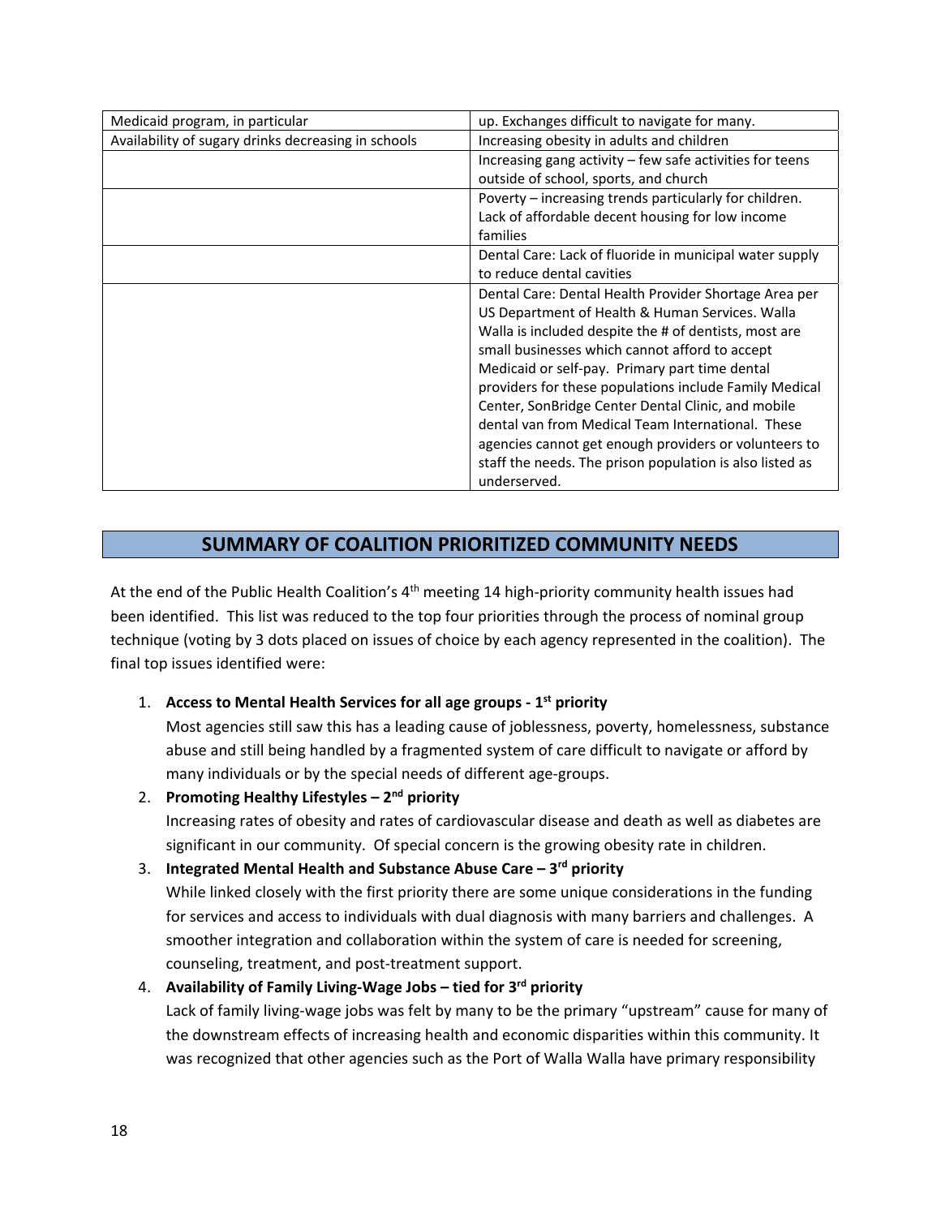| | |
|---|---|
| Medicaid program, in particular | up. Exchanges difficult to navigate for many. |
| Availability of sugary drinks decreasing in schools | Increasing obesity in adults and children |
| | Increasing gang activity – few safe activities for teens outside of school, sports, and church |
| | Poverty – increasing trends particularly for children. Lack of affordable decent housing for low income families |
| | Dental Care: Lack of fluoride in municipal water supply to reduce dental cavities |
| | Dental Care: Dental Health Provider Shortage Area per US Department of Health & Human Services. Walla Walla is included despite the # of dentists, most are small businesses which cannot afford to accept Medicaid or self-pay. Primary part time dental providers for these populations include Family Medical Center, SonBridge Center Dental Clinic, and mobile dental van from Medical Team International. These agencies cannot get enough providers or volunteers to staff the needs. The prison population is also listed as underserved. |

## SUMMARY OF COALITION PRIORITIZED COMMUNITY NEEDS

At the end of the Public Health Coalition's 4th meeting 14 high-priority community health issues had been identified. This list was reduced to the top four priorities through the process of nominal group technique (voting by 3 dots placed on issues of choice by each agency represented in the coalition). The final top issues identified were:

1. **Access to Mental Health Services for all age groups - 1st priority**
   Most agencies still saw this has a leading cause of joblessness, poverty, homelessness, substance abuse and still being handled by a fragmented system of care difficult to navigate or afford by many individuals or by the special needs of different age-groups.
2. **Promoting Healthy Lifestyles – 2nd priority**
   Increasing rates of obesity and rates of cardiovascular disease and death as well as diabetes are significant in our community. Of special concern is the growing obesity rate in children.
3. **Integrated Mental Health and Substance Abuse Care – 3rd priority**
   While linked closely with the first priority there are some unique considerations in the funding for services and access to individuals with dual diagnosis with many barriers and challenges. A smoother integration and collaboration within the system of care is needed for screening, counseling, treatment, and post-treatment support.
4. **Availability of Family Living-Wage Jobs – tied for 3rd priority**
   Lack of family living-wage jobs was felt by many to be the primary "upstream" cause for many of the downstream effects of increasing health and economic disparities within this community. It was recognized that other agencies such as the Port of Walla Walla have primary responsibility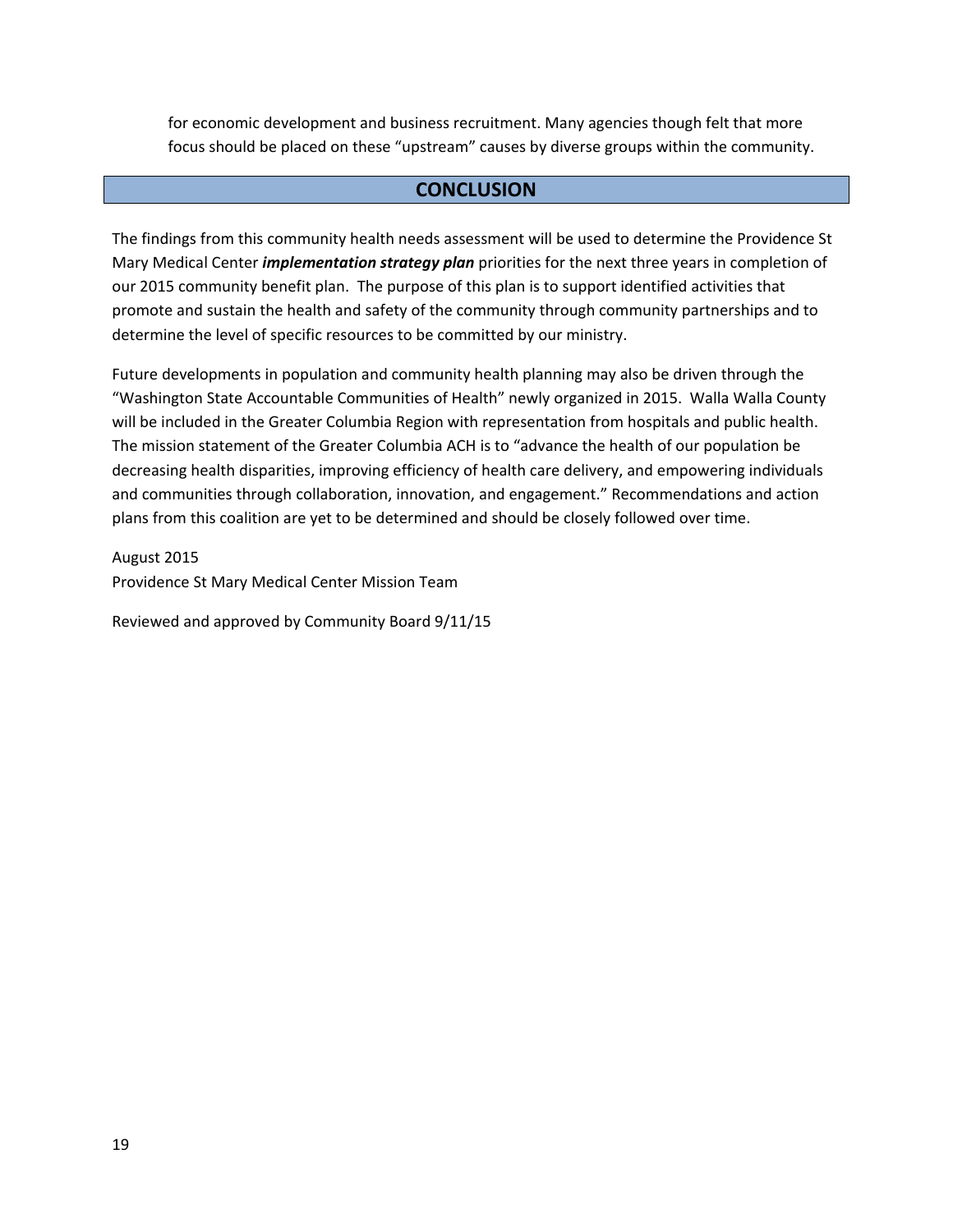for economic development and business recruitment. Many agencies though felt that more focus should be placed on these "upstream" causes by diverse groups within the community.

## CONCLUSION

The findings from this community health needs assessment will be used to determine the Providence St Mary Medical Center ***implementation strategy plan*** priorities for the next three years in completion of our 2015 community benefit plan. The purpose of this plan is to support identified activities that promote and sustain the health and safety of the community through community partnerships and to determine the level of specific resources to be committed by our ministry.

Future developments in population and community health planning may also be driven through the "Washington State Accountable Communities of Health" newly organized in 2015. Walla Walla County will be included in the Greater Columbia Region with representation from hospitals and public health. The mission statement of the Greater Columbia ACH is to "advance the health of our population be decreasing health disparities, improving efficiency of health care delivery, and empowering individuals and communities through collaboration, innovation, and engagement." Recommendations and action plans from this coalition are yet to be determined and should be closely followed over time.

August 2015
Providence St Mary Medical Center Mission Team

Reviewed and approved by Community Board 9/11/15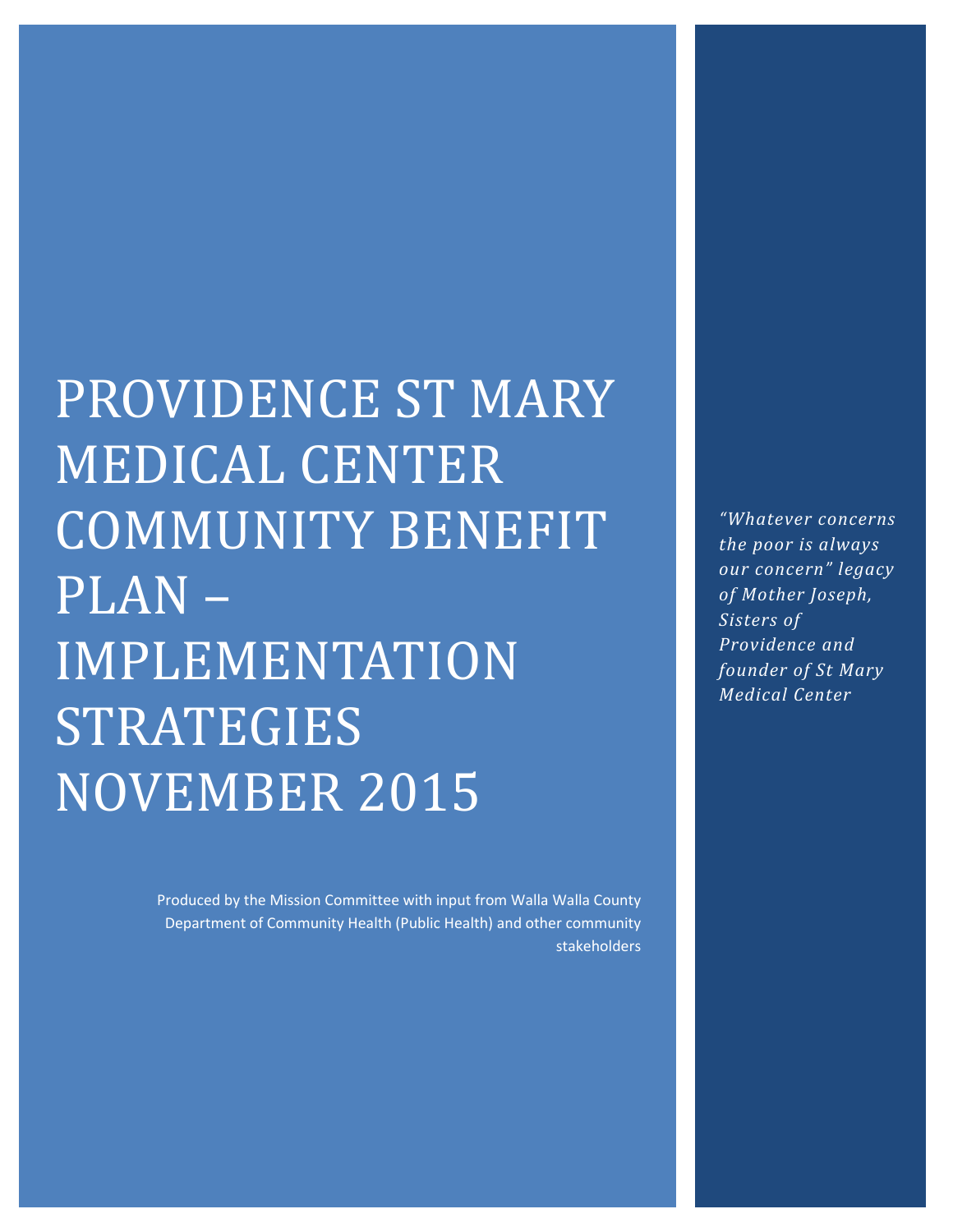# PROVIDENCE ST MARY MEDICAL CENTER COMMUNITY BENEFIT PLAN – IMPLEMENTATION STRATEGIES NOVEMBER 2015

Produced by the Mission Committee with input from Walla Walla County Department of Community Health (Public Health) and other community stakeholders

*"Whatever concerns the poor is always our concern" legacy of Mother Joseph, Sisters of Providence and founder of St Mary Medical Center*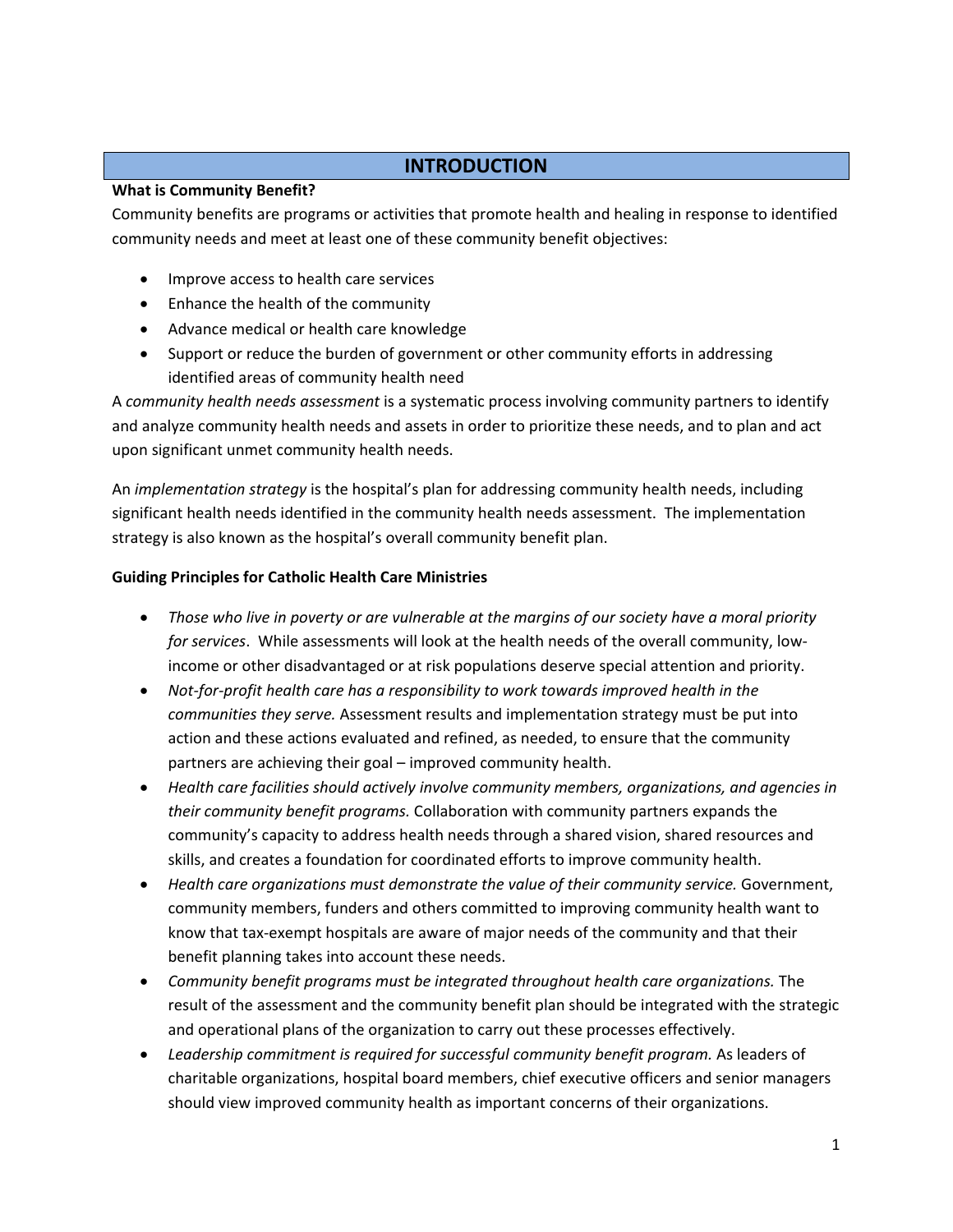# INTRODUCTION

**What is Community Benefit?**

Community benefits are programs or activities that promote health and healing in response to identified community needs and meet at least one of these community benefit objectives:

- Improve access to health care services
- Enhance the health of the community
- Advance medical or health care knowledge
- Support or reduce the burden of government or other community efforts in addressing identified areas of community health need

A *community health needs assessment* is a systematic process involving community partners to identify and analyze community health needs and assets in order to prioritize these needs, and to plan and act upon significant unmet community health needs.

An *implementation strategy* is the hospital's plan for addressing community health needs, including significant health needs identified in the community health needs assessment. The implementation strategy is also known as the hospital's overall community benefit plan.

**Guiding Principles for Catholic Health Care Ministries**

- *Those who live in poverty or are vulnerable at the margins of our society have a moral priority for services*. While assessments will look at the health needs of the overall community, low-income or other disadvantaged or at risk populations deserve special attention and priority.
- *Not-for-profit health care has a responsibility to work towards improved health in the communities they serve.* Assessment results and implementation strategy must be put into action and these actions evaluated and refined, as needed, to ensure that the community partners are achieving their goal – improved community health.
- *Health care facilities should actively involve community members, organizations, and agencies in their community benefit programs.* Collaboration with community partners expands the community's capacity to address health needs through a shared vision, shared resources and skills, and creates a foundation for coordinated efforts to improve community health.
- *Health care organizations must demonstrate the value of their community service.* Government, community members, funders and others committed to improving community health want to know that tax-exempt hospitals are aware of major needs of the community and that their benefit planning takes into account these needs.
- *Community benefit programs must be integrated throughout health care organizations.* The result of the assessment and the community benefit plan should be integrated with the strategic and operational plans of the organization to carry out these processes effectively.
- *Leadership commitment is required for successful community benefit program.* As leaders of charitable organizations, hospital board members, chief executive officers and senior managers should view improved community health as important concerns of their organizations.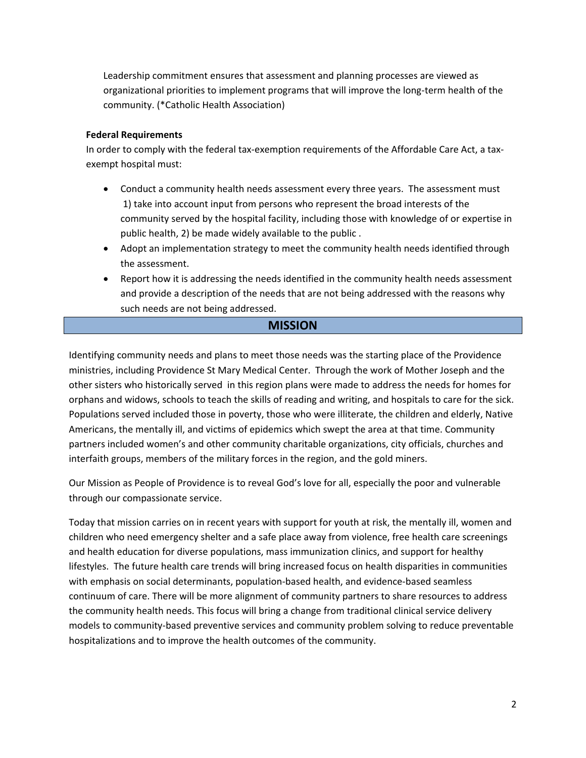Leadership commitment ensures that assessment and planning processes are viewed as organizational priorities to implement programs that will improve the long-term health of the community. (*Catholic Health Association)

**Federal Requirements**

In order to comply with the federal tax-exemption requirements of the Affordable Care Act, a tax-exempt hospital must:

- Conduct a community health needs assessment every three years. The assessment must 1) take into account input from persons who represent the broad interests of the community served by the hospital facility, including those with knowledge of or expertise in public health, 2) be made widely available to the public .
- Adopt an implementation strategy to meet the community health needs identified through the assessment.
- Report how it is addressing the needs identified in the community health needs assessment and provide a description of the needs that are not being addressed with the reasons why such needs are not being addressed.

## MISSION

Identifying community needs and plans to meet those needs was the starting place of the Providence ministries, including Providence St Mary Medical Center. Through the work of Mother Joseph and the other sisters who historically served in this region plans were made to address the needs for homes for orphans and widows, schools to teach the skills of reading and writing, and hospitals to care for the sick. Populations served included those in poverty, those who were illiterate, the children and elderly, Native Americans, the mentally ill, and victims of epidemics which swept the area at that time. Community partners included women's and other community charitable organizations, city officials, churches and interfaith groups, members of the military forces in the region, and the gold miners.

Our Mission as People of Providence is to reveal God's love for all, especially the poor and vulnerable through our compassionate service.

Today that mission carries on in recent years with support for youth at risk, the mentally ill, women and children who need emergency shelter and a safe place away from violence, free health care screenings and health education for diverse populations, mass immunization clinics, and support for healthy lifestyles. The future health care trends will bring increased focus on health disparities in communities with emphasis on social determinants, population-based health, and evidence-based seamless continuum of care. There will be more alignment of community partners to share resources to address the community health needs. This focus will bring a change from traditional clinical service delivery models to community-based preventive services and community problem solving to reduce preventable hospitalizations and to improve the health outcomes of the community.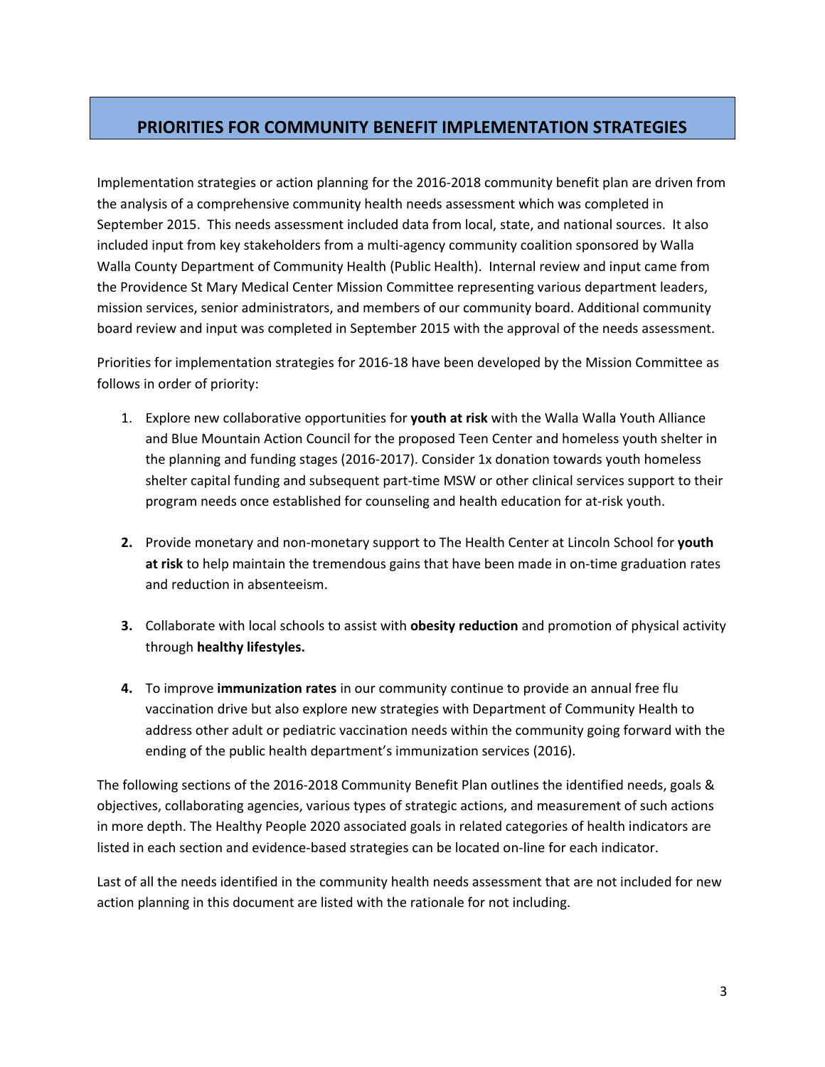## PRIORITIES FOR COMMUNITY BENEFIT IMPLEMENTATION STRATEGIES

Implementation strategies or action planning for the 2016-2018 community benefit plan are driven from the analysis of a comprehensive community health needs assessment which was completed in September 2015. This needs assessment included data from local, state, and national sources. It also included input from key stakeholders from a multi-agency community coalition sponsored by Walla Walla County Department of Community Health (Public Health). Internal review and input came from the Providence St Mary Medical Center Mission Committee representing various department leaders, mission services, senior administrators, and members of our community board. Additional community board review and input was completed in September 2015 with the approval of the needs assessment.

Priorities for implementation strategies for 2016-18 have been developed by the Mission Committee as follows in order of priority:

1. Explore new collaborative opportunities for **youth at risk** with the Walla Walla Youth Alliance and Blue Mountain Action Council for the proposed Teen Center and homeless youth shelter in the planning and funding stages (2016-2017). Consider 1x donation towards youth homeless shelter capital funding and subsequent part-time MSW or other clinical services support to their program needs once established for counseling and health education for at-risk youth.

2. Provide monetary and non-monetary support to The Health Center at Lincoln School for **youth at risk** to help maintain the tremendous gains that have been made in on-time graduation rates and reduction in absenteeism.

3. Collaborate with local schools to assist with **obesity reduction** and promotion of physical activity through **healthy lifestyles.**

4. To improve **immunization rates** in our community continue to provide an annual free flu vaccination drive but also explore new strategies with Department of Community Health to address other adult or pediatric vaccination needs within the community going forward with the ending of the public health department's immunization services (2016).

The following sections of the 2016-2018 Community Benefit Plan outlines the identified needs, goals & objectives, collaborating agencies, various types of strategic actions, and measurement of such actions in more depth. The Healthy People 2020 associated goals in related categories of health indicators are listed in each section and evidence-based strategies can be located on-line for each indicator.

Last of all the needs identified in the community health needs assessment that are not included for new action planning in this document are listed with the rationale for not including.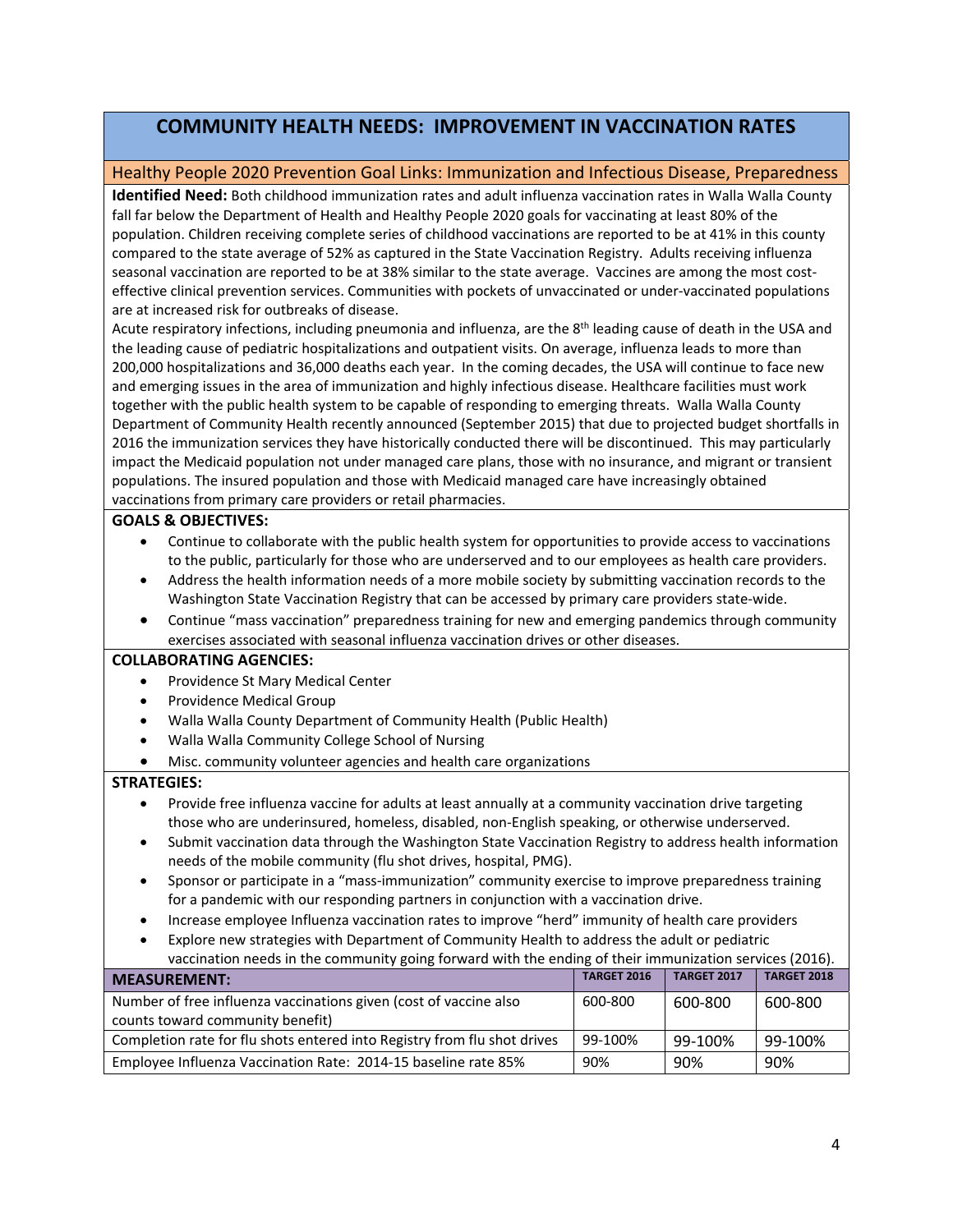# COMMUNITY HEALTH NEEDS: IMPROVEMENT IN VACCINATION RATES

## Healthy People 2020 Prevention Goal Links: Immunization and Infectious Disease, Preparedness

**Identified Need:** Both childhood immunization rates and adult influenza vaccination rates in Walla Walla County fall far below the Department of Health and Healthy People 2020 goals for vaccinating at least 80% of the population. Children receiving complete series of childhood vaccinations are reported to be at 41% in this county compared to the state average of 52% as captured in the State Vaccination Registry. Adults receiving influenza seasonal vaccination are reported to be at 38% similar to the state average. Vaccines are among the most cost-effective clinical prevention services. Communities with pockets of unvaccinated or under-vaccinated populations are at increased risk for outbreaks of disease.

Acute respiratory infections, including pneumonia and influenza, are the 8th leading cause of death in the USA and the leading cause of pediatric hospitalizations and outpatient visits. On average, influenza leads to more than 200,000 hospitalizations and 36,000 deaths each year. In the coming decades, the USA will continue to face new and emerging issues in the area of immunization and highly infectious disease. Healthcare facilities must work together with the public health system to be capable of responding to emerging threats. Walla Walla County Department of Community Health recently announced (September 2015) that due to projected budget shortfalls in 2016 the immunization services they have historically conducted there will be discontinued. This may particularly impact the Medicaid population not under managed care plans, those with no insurance, and migrant or transient populations. The insured population and those with Medicaid managed care have increasingly obtained vaccinations from primary care providers or retail pharmacies.

**GOALS & OBJECTIVES:**

- Continue to collaborate with the public health system for opportunities to provide access to vaccinations to the public, particularly for those who are underserved and to our employees as health care providers.
- Address the health information needs of a more mobile society by submitting vaccination records to the Washington State Vaccination Registry that can be accessed by primary care providers state-wide.
- Continue "mass vaccination" preparedness training for new and emerging pandemics through community exercises associated with seasonal influenza vaccination drives or other diseases.

**COLLABORATING AGENCIES:**

- Providence St Mary Medical Center
- Providence Medical Group
- Walla Walla County Department of Community Health (Public Health)
- Walla Walla Community College School of Nursing
- Misc. community volunteer agencies and health care organizations

**STRATEGIES:**

- Provide free influenza vaccine for adults at least annually at a community vaccination drive targeting those who are underinsured, homeless, disabled, non-English speaking, or otherwise underserved.
- Submit vaccination data through the Washington State Vaccination Registry to address health information needs of the mobile community (flu shot drives, hospital, PMG).
- Sponsor or participate in a "mass-immunization" community exercise to improve preparedness training for a pandemic with our responding partners in conjunction with a vaccination drive.
- Increase employee Influenza vaccination rates to improve "herd" immunity of health care providers
- Explore new strategies with Department of Community Health to address the adult or pediatric vaccination needs in the community going forward with the ending of their immunization services (2016).

| MEASUREMENT: | TARGET 2016 | TARGET 2017 | TARGET 2018 |
|---|---|---|---|
| Number of free influenza vaccinations given (cost of vaccine also counts toward community benefit) | 600-800 | 600-800 | 600-800 |
| Completion rate for flu shots entered into Registry from flu shot drives | 99-100% | 99-100% | 99-100% |
| Employee Influenza Vaccination Rate: 2014-15 baseline rate 85% | 90% | 90% | 90% |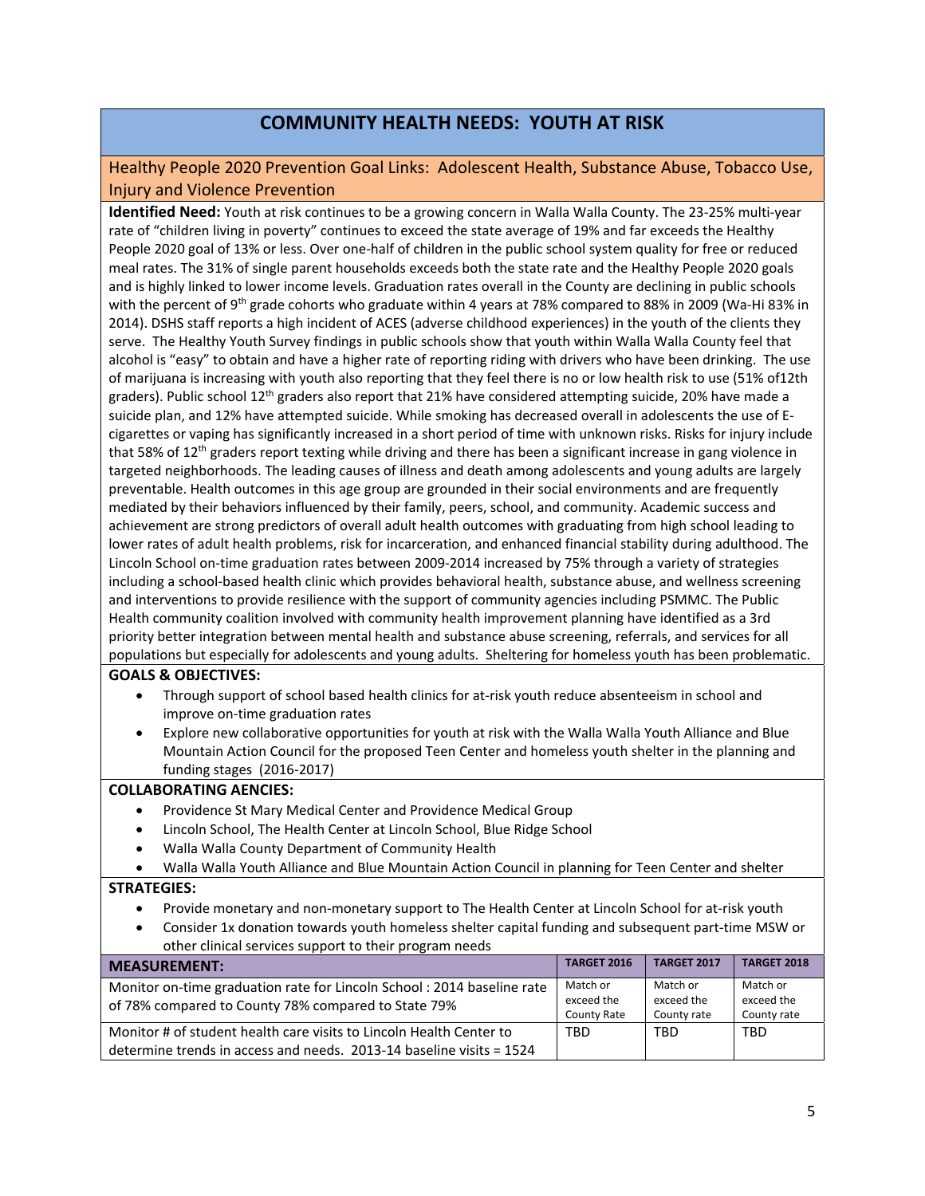## COMMUNITY HEALTH NEEDS: YOUTH AT RISK

### Healthy People 2020 Prevention Goal Links: Adolescent Health, Substance Abuse, Tobacco Use, Injury and Violence Prevention

**Identified Need:** Youth at risk continues to be a growing concern in Walla Walla County. The 23-25% multi-year rate of "children living in poverty" continues to exceed the state average of 19% and far exceeds the Healthy People 2020 goal of 13% or less. Over one-half of children in the public school system quality for free or reduced meal rates. The 31% of single parent households exceeds both the state rate and the Healthy People 2020 goals and is highly linked to lower income levels. Graduation rates overall in the County are declining in public schools with the percent of 9th grade cohorts who graduate within 4 years at 78% compared to 88% in 2009 (Wa-Hi 83% in 2014). DSHS staff reports a high incident of ACES (adverse childhood experiences) in the youth of the clients they serve. The Healthy Youth Survey findings in public schools show that youth within Walla Walla County feel that alcohol is "easy" to obtain and have a higher rate of reporting riding with drivers who have been drinking. The use of marijuana is increasing with youth also reporting that they feel there is no or low health risk to use (51% of12th graders). Public school 12th graders also report that 21% have considered attempting suicide, 20% have made a suicide plan, and 12% have attempted suicide. While smoking has decreased overall in adolescents the use of E-cigarettes or vaping has significantly increased in a short period of time with unknown risks. Risks for injury include that 58% of 12th graders report texting while driving and there has been a significant increase in gang violence in targeted neighborhoods. The leading causes of illness and death among adolescents and young adults are largely preventable. Health outcomes in this age group are grounded in their social environments and are frequently mediated by their behaviors influenced by their family, peers, school, and community. Academic success and achievement are strong predictors of overall adult health outcomes with graduating from high school leading to lower rates of adult health problems, risk for incarceration, and enhanced financial stability during adulthood. The Lincoln School on-time graduation rates between 2009-2014 increased by 75% through a variety of strategies including a school-based health clinic which provides behavioral health, substance abuse, and wellness screening and interventions to provide resilience with the support of community agencies including PSMMC. The Public Health community coalition involved with community health improvement planning have identified as a 3rd priority better integration between mental health and substance abuse screening, referrals, and services for all populations but especially for adolescents and young adults. Sheltering for homeless youth has been problematic.

**GOALS & OBJECTIVES:**

- Through support of school based health clinics for at-risk youth reduce absenteeism in school and improve on-time graduation rates
- Explore new collaborative opportunities for youth at risk with the Walla Walla Youth Alliance and Blue Mountain Action Council for the proposed Teen Center and homeless youth shelter in the planning and funding stages (2016-2017)

**COLLABORATING AENCIES:**

- Providence St Mary Medical Center and Providence Medical Group
- Lincoln School, The Health Center at Lincoln School, Blue Ridge School
- Walla Walla County Department of Community Health
- Walla Walla Youth Alliance and Blue Mountain Action Council in planning for Teen Center and shelter

**STRATEGIES:**

- Provide monetary and non-monetary support to The Health Center at Lincoln School for at-risk youth
- Consider 1x donation towards youth homeless shelter capital funding and subsequent part-time MSW or other clinical services support to their program needs

| MEASUREMENT: | TARGET 2016 | TARGET 2017 | TARGET 2018 |
|---|---|---|---|
| Monitor on-time graduation rate for Lincoln School : 2014 baseline rate of 78% compared to County 78% compared to State 79% | Match or exceed the County Rate | Match or exceed the County rate | Match or exceed the County rate |
| Monitor # of student health care visits to Lincoln Health Center to determine trends in access and needs. 2013-14 baseline visits = 1524 | TBD | TBD | TBD |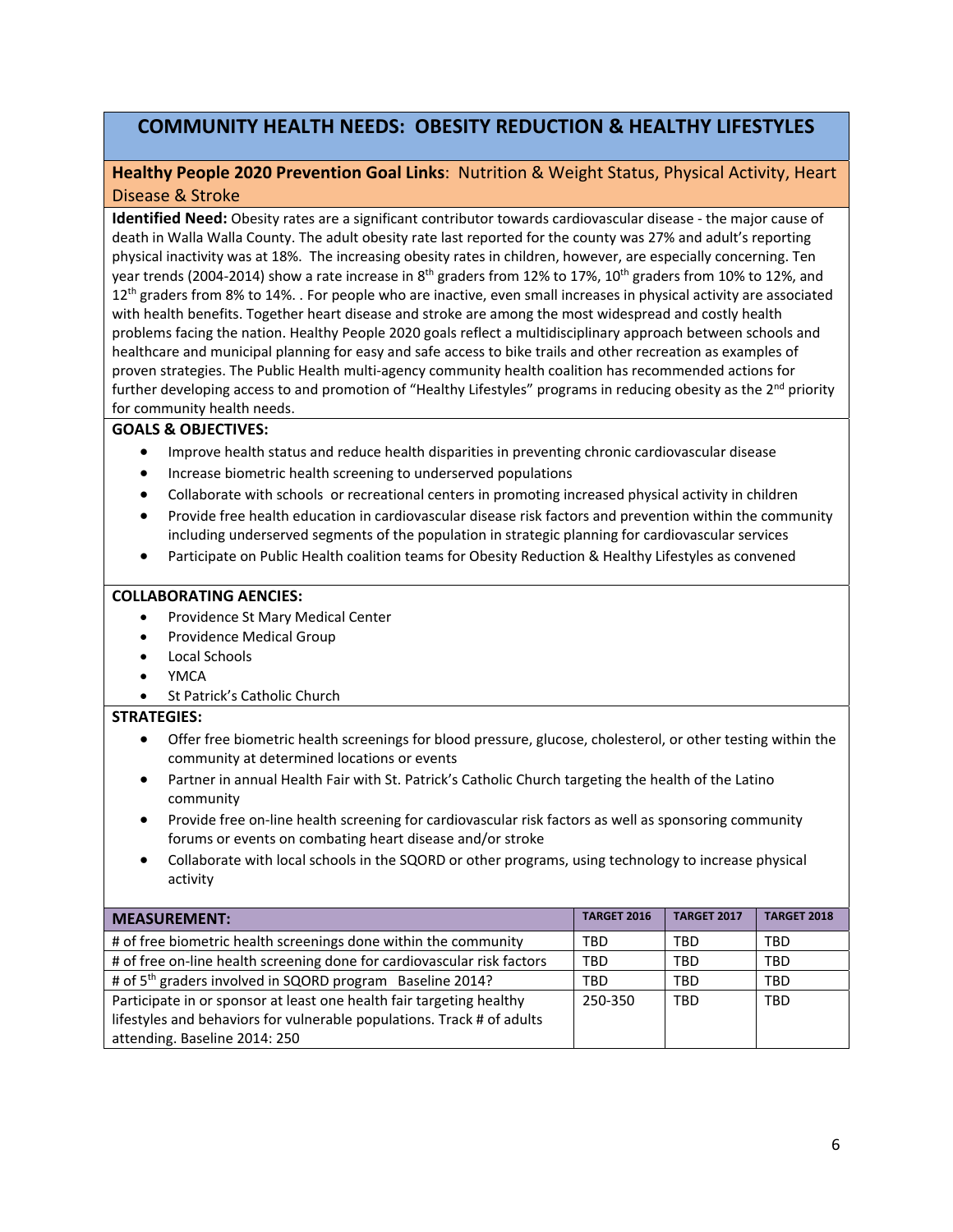## COMMUNITY HEALTH NEEDS: OBESITY REDUCTION & HEALTHY LIFESTYLES

**Healthy People 2020 Prevention Goal Links**: Nutrition & Weight Status, Physical Activity, Heart Disease & Stroke

**Identified Need:** Obesity rates are a significant contributor towards cardiovascular disease - the major cause of death in Walla Walla County. The adult obesity rate last reported for the county was 27% and adult's reporting physical inactivity was at 18%. The increasing obesity rates in children, however, are especially concerning. Ten year trends (2004-2014) show a rate increase in 8th graders from 12% to 17%, 10th graders from 10% to 12%, and 12th graders from 8% to 14%. . For people who are inactive, even small increases in physical activity are associated with health benefits. Together heart disease and stroke are among the most widespread and costly health problems facing the nation. Healthy People 2020 goals reflect a multidisciplinary approach between schools and healthcare and municipal planning for easy and safe access to bike trails and other recreation as examples of proven strategies. The Public Health multi-agency community health coalition has recommended actions for further developing access to and promotion of "Healthy Lifestyles" programs in reducing obesity as the 2nd priority for community health needs.

**GOALS & OBJECTIVES:**

- Improve health status and reduce health disparities in preventing chronic cardiovascular disease
- Increase biometric health screening to underserved populations
- Collaborate with schools or recreational centers in promoting increased physical activity in children
- Provide free health education in cardiovascular disease risk factors and prevention within the community including underserved segments of the population in strategic planning for cardiovascular services
- Participate on Public Health coalition teams for Obesity Reduction & Healthy Lifestyles as convened

**COLLABORATING AENCIES:**

- Providence St Mary Medical Center
- Providence Medical Group
- Local Schools
- YMCA
- St Patrick's Catholic Church

**STRATEGIES:**

- Offer free biometric health screenings for blood pressure, glucose, cholesterol, or other testing within the community at determined locations or events
- Partner in annual Health Fair with St. Patrick's Catholic Church targeting the health of the Latino community
- Provide free on-line health screening for cardiovascular risk factors as well as sponsoring community forums or events on combating heart disease and/or stroke
- Collaborate with local schools in the SQORD or other programs, using technology to increase physical activity

| MEASUREMENT: | TARGET 2016 | TARGET 2017 | TARGET 2018 |
|---|---|---|---|
| # of free biometric health screenings done within the community | TBD | TBD | TBD |
| # of free on-line health screening done for cardiovascular risk factors | TBD | TBD | TBD |
| # of 5th graders involved in SQORD program Baseline 2014? | TBD | TBD | TBD |
| Participate in or sponsor at least one health fair targeting healthy lifestyles and behaviors for vulnerable populations. Track # of adults attending. Baseline 2014: 250 | 250-350 | TBD | TBD |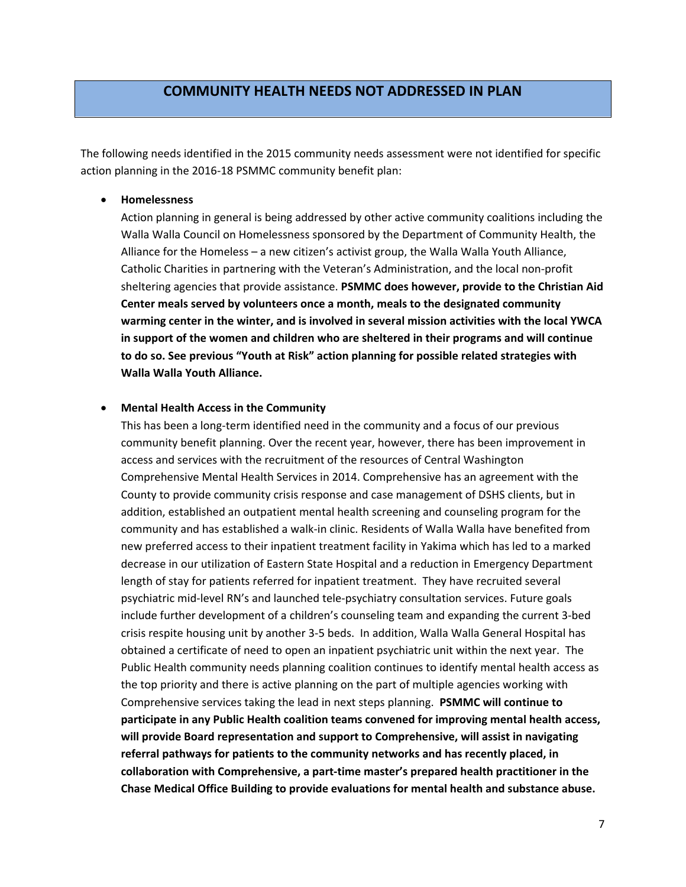## COMMUNITY HEALTH NEEDS NOT ADDRESSED IN PLAN

The following needs identified in the 2015 community needs assessment were not identified for specific action planning in the 2016-18 PSMMC community benefit plan:

- **Homelessness**
  Action planning in general is being addressed by other active community coalitions including the Walla Walla Council on Homelessness sponsored by the Department of Community Health, the Alliance for the Homeless – a new citizen's activist group, the Walla Walla Youth Alliance, Catholic Charities in partnering with the Veteran's Administration, and the local non-profit sheltering agencies that provide assistance. **PSMMC does however, provide to the Christian Aid Center meals served by volunteers once a month, meals to the designated community warming center in the winter, and is involved in several mission activities with the local YWCA in support of the women and children who are sheltered in their programs and will continue to do so. See previous "Youth at Risk" action planning for possible related strategies with Walla Walla Youth Alliance.**

- **Mental Health Access in the Community**
  This has been a long-term identified need in the community and a focus of our previous community benefit planning. Over the recent year, however, there has been improvement in access and services with the recruitment of the resources of Central Washington Comprehensive Mental Health Services in 2014. Comprehensive has an agreement with the County to provide community crisis response and case management of DSHS clients, but in addition, established an outpatient mental health screening and counseling program for the community and has established a walk-in clinic. Residents of Walla Walla have benefited from new preferred access to their inpatient treatment facility in Yakima which has led to a marked decrease in our utilization of Eastern State Hospital and a reduction in Emergency Department length of stay for patients referred for inpatient treatment. They have recruited several psychiatric mid-level RN's and launched tele-psychiatry consultation services. Future goals include further development of a children's counseling team and expanding the current 3-bed crisis respite housing unit by another 3-5 beds. In addition, Walla Walla General Hospital has obtained a certificate of need to open an inpatient psychiatric unit within the next year. The Public Health community needs planning coalition continues to identify mental health access as the top priority and there is active planning on the part of multiple agencies working with Comprehensive services taking the lead in next steps planning. **PSMMC will continue to participate in any Public Health coalition teams convened for improving mental health access, will provide Board representation and support to Comprehensive, will assist in navigating referral pathways for patients to the community networks and has recently placed, in collaboration with Comprehensive, a part-time master's prepared health practitioner in the Chase Medical Office Building to provide evaluations for mental health and substance abuse.**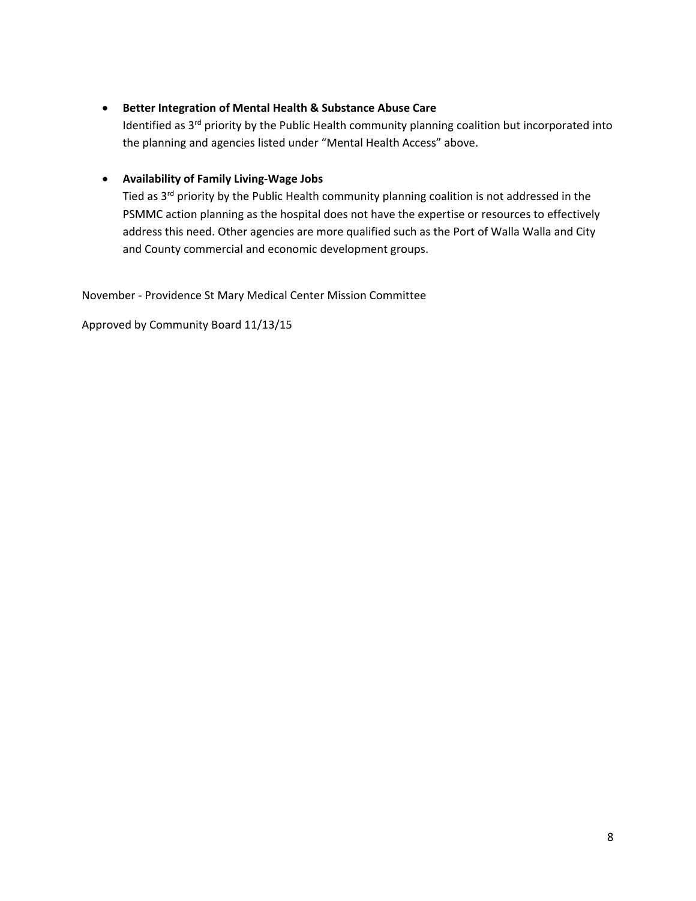- **Better Integration of Mental Health & Substance Abuse Care**
  Identified as 3rd priority by the Public Health community planning coalition but incorporated into the planning and agencies listed under "Mental Health Access" above.

- **Availability of Family Living-Wage Jobs**
  Tied as 3rd priority by the Public Health community planning coalition is not addressed in the PSMMC action planning as the hospital does not have the expertise or resources to effectively address this need. Other agencies are more qualified such as the Port of Walla Walla and City and County commercial and economic development groups.

November - Providence St Mary Medical Center Mission Committee

Approved by Community Board 11/13/15